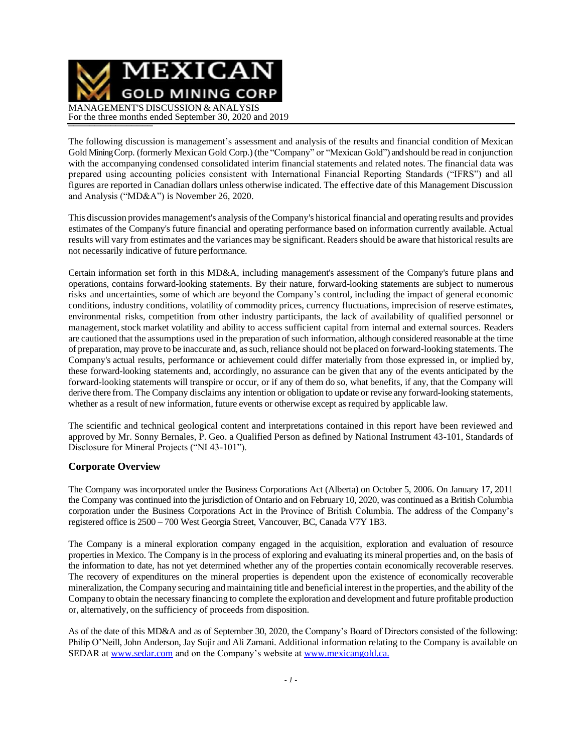# MEXICAN GOLD MINING CORP

MANAGEMENT'S DISCUSSION & ANALYSIS
For the three months ended September 30, 2020 and 2019

The following discussion is management's assessment and analysis of the results and financial condition of Mexican Gold Mining Corp. (formerly Mexican Gold Corp.) (the "Company" or "Mexican Gold") and should be read in conjunction with the accompanying condensed consolidated interim financial statements and related notes. The financial data was prepared using accounting policies consistent with International Financial Reporting Standards ("IFRS") and all figures are reported in Canadian dollars unless otherwise indicated. The effective date of this Management Discussion and Analysis ("MD&A") is November 26, 2020.

This discussion provides management's analysis of the Company's historical financial and operating results and provides estimates of the Company's future financial and operating performance based on information currently available. Actual results will vary from estimates and the variances may be significant. Readers should be aware that historical results are not necessarily indicative of future performance.

Certain information set forth in this MD&A, including management's assessment of the Company's future plans and operations, contains forward-looking statements. By their nature, forward-looking statements are subject to numerous risks and uncertainties, some of which are beyond the Company's control, including the impact of general economic conditions, industry conditions, volatility of commodity prices, currency fluctuations, imprecision of reserve estimates, environmental risks, competition from other industry participants, the lack of availability of qualified personnel or management, stock market volatility and ability to access sufficient capital from internal and external sources. Readers are cautioned that the assumptions used in the preparation of such information, although considered reasonable at the time of preparation, may prove to be inaccurate and, as such, reliance should not be placed on forward-looking statements. The Company's actual results, performance or achievement could differ materially from those expressed in, or implied by, these forward-looking statements and, accordingly, no assurance can be given that any of the events anticipated by the forward-looking statements will transpire or occur, or if any of them do so, what benefits, if any, that the Company will derive there from. The Company disclaims any intention or obligation to update or revise any forward-looking statements, whether as a result of new information, future events or otherwise except as required by applicable law.

The scientific and technical geological content and interpretations contained in this report have been reviewed and approved by Mr. Sonny Bernales, P. Geo. a Qualified Person as defined by National Instrument 43-101, Standards of Disclosure for Mineral Projects ("NI 43-101").

## Corporate Overview

The Company was incorporated under the Business Corporations Act (Alberta) on October 5, 2006. On January 17, 2011 the Company was continued into the jurisdiction of Ontario and on February 10, 2020, was continued as a British Columbia corporation under the Business Corporations Act in the Province of British Columbia. The address of the Company's registered office is 2500 – 700 West Georgia Street, Vancouver, BC, Canada V7Y 1B3.

The Company is a mineral exploration company engaged in the acquisition, exploration and evaluation of resource properties in Mexico. The Company is in the process of exploring and evaluating its mineral properties and, on the basis of the information to date, has not yet determined whether any of the properties contain economically recoverable reserves. The recovery of expenditures on the mineral properties is dependent upon the existence of economically recoverable mineralization, the Company securing and maintaining title and beneficial interest in the properties, and the ability of the Company to obtain the necessary financing to complete the exploration and development and future profitable production or, alternatively, on the sufficiency of proceeds from disposition.

As of the date of this MD&A and as of September 30, 2020, the Company's Board of Directors consisted of the following: Philip O'Neill, John Anderson, Jay Sujir and Ali Zamani. Additional information relating to the Company is available on SEDAR at www.sedar.com and on the Company's website at www.mexicangold.ca.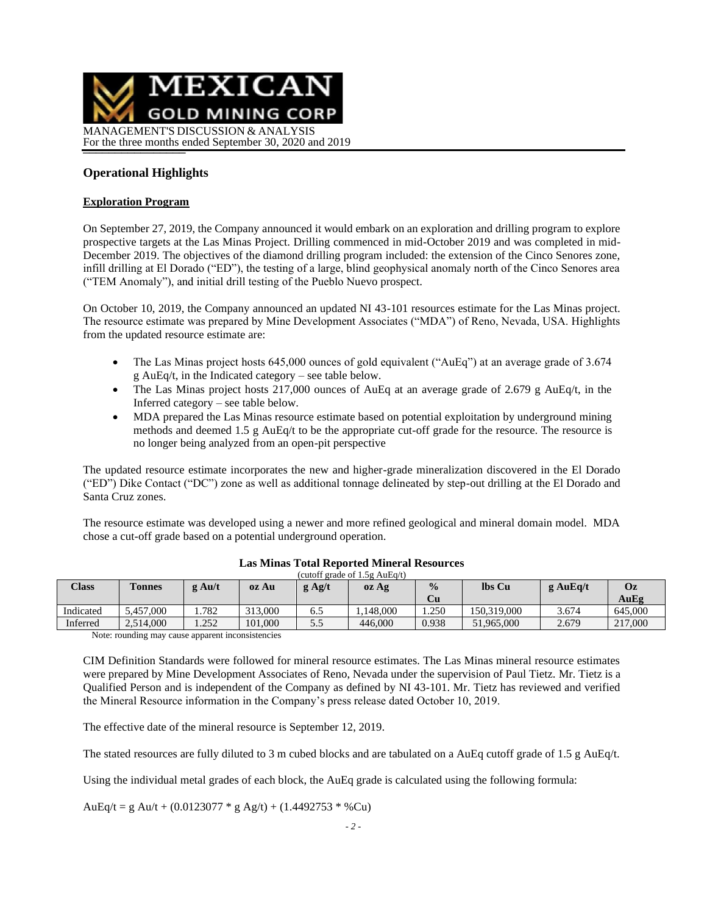## Operational Highlights

### Exploration Program

On September 27, 2019, the Company announced it would embark on an exploration and drilling program to explore prospective targets at the Las Minas Project. Drilling commenced in mid-October 2019 and was completed in mid-December 2019. The objectives of the diamond drilling program included: the extension of the Cinco Senores zone, infill drilling at El Dorado ("ED"), the testing of a large, blind geophysical anomaly north of the Cinco Senores area ("TEM Anomaly"), and initial drill testing of the Pueblo Nuevo prospect.

On October 10, 2019, the Company announced an updated NI 43-101 resources estimate for the Las Minas project. The resource estimate was prepared by Mine Development Associates ("MDA") of Reno, Nevada, USA. Highlights from the updated resource estimate are:

- The Las Minas project hosts 645,000 ounces of gold equivalent ("AuEq") at an average grade of 3.674 g AuEq/t, in the Indicated category – see table below.
- The Las Minas project hosts 217,000 ounces of AuEq at an average grade of 2.679 g AuEq/t, in the Inferred category – see table below.
- MDA prepared the Las Minas resource estimate based on potential exploitation by underground mining methods and deemed 1.5 g AuEq/t to be the appropriate cut-off grade for the resource. The resource is no longer being analyzed from an open-pit perspective

The updated resource estimate incorporates the new and higher-grade mineralization discovered in the El Dorado ("ED") Dike Contact ("DC") zone as well as additional tonnage delineated by step-out drilling at the El Dorado and Santa Cruz zones.

The resource estimate was developed using a newer and more refined geological and mineral domain model. MDA chose a cut-off grade based on a potential underground operation.

**Las Minas Total Reported Mineral Resources**

(cutoff grade of 1.5g AuEq/t)

| Class | Tonnes | g Au/t | oz Au | g Ag/t | oz Ag | % Cu | lbs Cu | g AuEq/t | Oz AuEg |
|---|---|---|---|---|---|---|---|---|---|
| Indicated | 5,457,000 | 1.782 | 313,000 | 6.5 | 1,148,000 | 1.250 | 150,319,000 | 3.674 | 645,000 |
| Inferred | 2,514,000 | 1.252 | 101,000 | 5.5 | 446,000 | 0.938 | 51,965,000 | 2.679 | 217,000 |

Note: rounding may cause apparent inconsistencies

CIM Definition Standards were followed for mineral resource estimates. The Las Minas mineral resource estimates were prepared by Mine Development Associates of Reno, Nevada under the supervision of Paul Tietz. Mr. Tietz is a Qualified Person and is independent of the Company as defined by NI 43-101. Mr. Tietz has reviewed and verified the Mineral Resource information in the Company's press release dated October 10, 2019.

The effective date of the mineral resource is September 12, 2019.

The stated resources are fully diluted to 3 m cubed blocks and are tabulated on a AuEq cutoff grade of 1.5 g AuEq/t.

Using the individual metal grades of each block, the AuEq grade is calculated using the following formula:

AuEq/t = g Au/t + (0.0123077 * g Ag/t) + (1.4492753 * %Cu)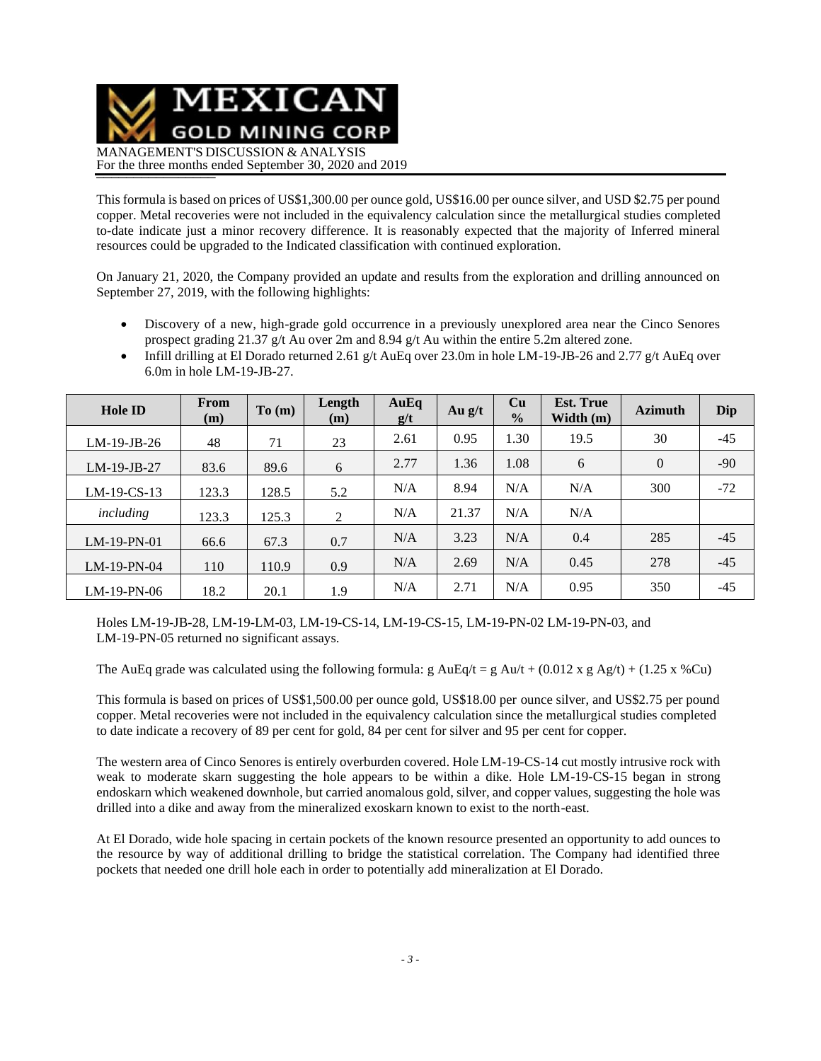This formula is based on prices of US$1,300.00 per ounce gold, US$16.00 per ounce silver, and USD $2.75 per pound copper. Metal recoveries were not included in the equivalency calculation since the metallurgical studies completed to-date indicate just a minor recovery difference. It is reasonably expected that the majority of Inferred mineral resources could be upgraded to the Indicated classification with continued exploration.

On January 21, 2020, the Company provided an update and results from the exploration and drilling announced on September 27, 2019, with the following highlights:

- Discovery of a new, high-grade gold occurrence in a previously unexplored area near the Cinco Senores prospect grading 21.37 g/t Au over 2m and 8.94 g/t Au within the entire 5.2m altered zone.
- Infill drilling at El Dorado returned 2.61 g/t AuEq over 23.0m in hole LM-19-JB-26 and 2.77 g/t AuEq over 6.0m in hole LM-19-JB-27.

| Hole ID | From (m) | To (m) | Length (m) | AuEq g/t | Au g/t | Cu % | Est. True Width (m) | Azimuth | Dip |
|---|---|---|---|---|---|---|---|---|---|
| LM-19-JB-26 | 48 | 71 | 23 | 2.61 | 0.95 | 1.30 | 19.5 | 30 | -45 |
| LM-19-JB-27 | 83.6 | 89.6 | 6 | 2.77 | 1.36 | 1.08 | 6 | 0 | -90 |
| LM-19-CS-13 | 123.3 | 128.5 | 5.2 | N/A | 8.94 | N/A | N/A | 300 | -72 |
| *including* | 123.3 | 125.3 | 2 | N/A | 21.37 | N/A | N/A | | |
| LM-19-PN-01 | 66.6 | 67.3 | 0.7 | N/A | 3.23 | N/A | 0.4 | 285 | -45 |
| LM-19-PN-04 | 110 | 110.9 | 0.9 | N/A | 2.69 | N/A | 0.45 | 278 | -45 |
| LM-19-PN-06 | 18.2 | 20.1 | 1.9 | N/A | 2.71 | N/A | 0.95 | 350 | -45 |

Holes LM-19-JB-28, LM-19-LM-03, LM-19-CS-14, LM-19-CS-15, LM-19-PN-02 LM-19-PN-03, and LM-19-PN-05 returned no significant assays.

The AuEq grade was calculated using the following formula: g AuEq/t = g Au/t + (0.012 x g Ag/t) + (1.25 x %Cu)

This formula is based on prices of US$1,500.00 per ounce gold, US$18.00 per ounce silver, and US$2.75 per pound copper. Metal recoveries were not included in the equivalency calculation since the metallurgical studies completed to date indicate a recovery of 89 per cent for gold, 84 per cent for silver and 95 per cent for copper.

The western area of Cinco Senores is entirely overburden covered. Hole LM-19-CS-14 cut mostly intrusive rock with weak to moderate skarn suggesting the hole appears to be within a dike. Hole LM-19-CS-15 began in strong endoskarn which weakened downhole, but carried anomalous gold, silver, and copper values, suggesting the hole was drilled into a dike and away from the mineralized exoskarn known to exist to the north-east.

At El Dorado, wide hole spacing in certain pockets of the known resource presented an opportunity to add ounces to the resource by way of additional drilling to bridge the statistical correlation. The Company had identified three pockets that needed one drill hole each in order to potentially add mineralization at El Dorado.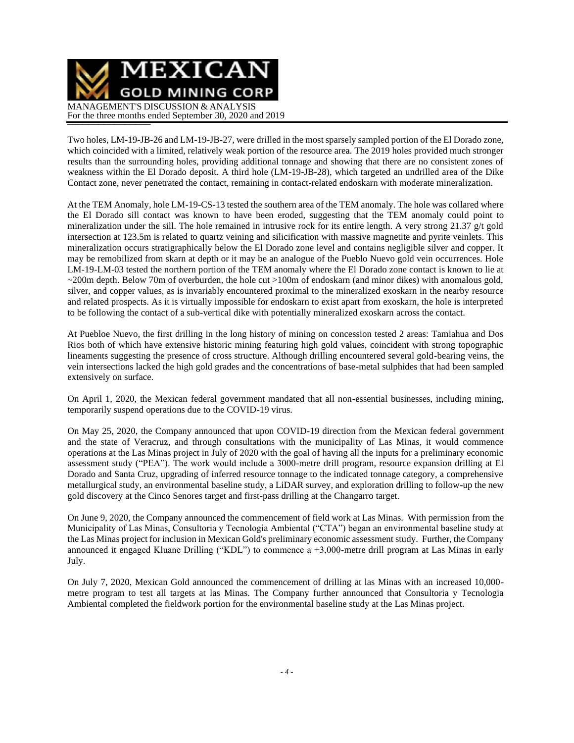Two holes, LM-19-JB-26 and LM-19-JB-27, were drilled in the most sparsely sampled portion of the El Dorado zone, which coincided with a limited, relatively weak portion of the resource area. The 2019 holes provided much stronger results than the surrounding holes, providing additional tonnage and showing that there are no consistent zones of weakness within the El Dorado deposit. A third hole (LM-19-JB-28), which targeted an undrilled area of the Dike Contact zone, never penetrated the contact, remaining in contact-related endoskarn with moderate mineralization.

At the TEM Anomaly, hole LM-19-CS-13 tested the southern area of the TEM anomaly. The hole was collared where the El Dorado sill contact was known to have been eroded, suggesting that the TEM anomaly could point to mineralization under the sill. The hole remained in intrusive rock for its entire length. A very strong 21.37 g/t gold intersection at 123.5m is related to quartz veining and silicification with massive magnetite and pyrite veinlets. This mineralization occurs stratigraphically below the El Dorado zone level and contains negligible silver and copper. It may be remobilized from skarn at depth or it may be an analogue of the Pueblo Nuevo gold vein occurrences. Hole LM-19-LM-03 tested the northern portion of the TEM anomaly where the El Dorado zone contact is known to lie at ~200m depth. Below 70m of overburden, the hole cut >100m of endoskarn (and minor dikes) with anomalous gold, silver, and copper values, as is invariably encountered proximal to the mineralized exoskarn in the nearby resource and related prospects. As it is virtually impossible for endoskarn to exist apart from exoskarn, the hole is interpreted to be following the contact of a sub-vertical dike with potentially mineralized exoskarn across the contact.

At Puebloe Nuevo, the first drilling in the long history of mining on concession tested 2 areas: Tamiahua and Dos Rios both of which have extensive historic mining featuring high gold values, coincident with strong topographic lineaments suggesting the presence of cross structure. Although drilling encountered several gold-bearing veins, the vein intersections lacked the high gold grades and the concentrations of base-metal sulphides that had been sampled extensively on surface.

On April 1, 2020, the Mexican federal government mandated that all non-essential businesses, including mining, temporarily suspend operations due to the COVID-19 virus.

On May 25, 2020, the Company announced that upon COVID-19 direction from the Mexican federal government and the state of Veracruz, and through consultations with the municipality of Las Minas, it would commence operations at the Las Minas project in July of 2020 with the goal of having all the inputs for a preliminary economic assessment study ("PEA"). The work would include a 3000-metre drill program, resource expansion drilling at El Dorado and Santa Cruz, upgrading of inferred resource tonnage to the indicated tonnage category, a comprehensive metallurgical study, an environmental baseline study, a LiDAR survey, and exploration drilling to follow-up the new gold discovery at the Cinco Senores target and first-pass drilling at the Changarro target.

On June 9, 2020, the Company announced the commencement of field work at Las Minas. With permission from the Municipality of Las Minas, Consultoria y Tecnologia Ambiental ("CTA") began an environmental baseline study at the Las Minas project for inclusion in Mexican Gold's preliminary economic assessment study. Further, the Company announced it engaged Kluane Drilling ("KDL") to commence a +3,000-metre drill program at Las Minas in early July.

On July 7, 2020, Mexican Gold announced the commencement of drilling at las Minas with an increased 10,000-metre program to test all targets at las Minas. The Company further announced that Consultoria y Tecnologia Ambiental completed the fieldwork portion for the environmental baseline study at the Las Minas project.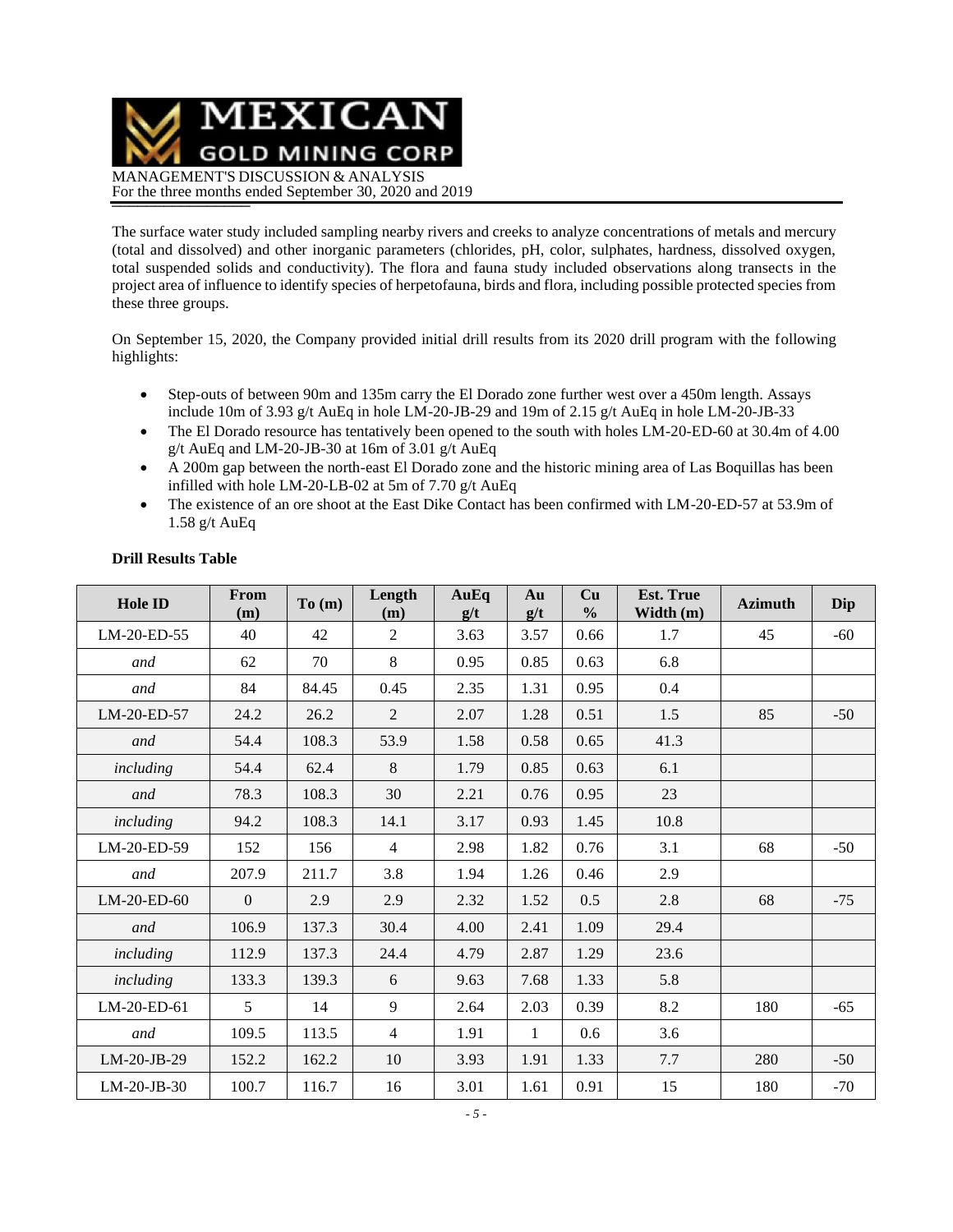The surface water study included sampling nearby rivers and creeks to analyze concentrations of metals and mercury (total and dissolved) and other inorganic parameters (chlorides, pH, color, sulphates, hardness, dissolved oxygen, total suspended solids and conductivity). The flora and fauna study included observations along transects in the project area of influence to identify species of herpetofauna, birds and flora, including possible protected species from these three groups.

On September 15, 2020, the Company provided initial drill results from its 2020 drill program with the following highlights:

- Step-outs of between 90m and 135m carry the El Dorado zone further west over a 450m length. Assays include 10m of 3.93 g/t AuEq in hole LM-20-JB-29 and 19m of 2.15 g/t AuEq in hole LM-20-JB-33
- The El Dorado resource has tentatively been opened to the south with holes LM-20-ED-60 at 30.4m of 4.00 g/t AuEq and LM-20-JB-30 at 16m of 3.01 g/t AuEq
- A 200m gap between the north-east El Dorado zone and the historic mining area of Las Boquillas has been infilled with hole LM-20-LB-02 at 5m of 7.70 g/t AuEq
- The existence of an ore shoot at the East Dike Contact has been confirmed with LM-20-ED-57 at 53.9m of 1.58 g/t AuEq

**Drill Results Table**

| Hole ID | From (m) | To (m) | Length (m) | AuEq g/t | Au g/t | Cu % | Est. True Width (m) | Azimuth | Dip |
|---|---|---|---|---|---|---|---|---|---|
| LM-20-ED-55 | 40 | 42 | 2 | 3.63 | 3.57 | 0.66 | 1.7 | 45 | -60 |
| *and* | 62 | 70 | 8 | 0.95 | 0.85 | 0.63 | 6.8 | | |
| *and* | 84 | 84.45 | 0.45 | 2.35 | 1.31 | 0.95 | 0.4 | | |
| LM-20-ED-57 | 24.2 | 26.2 | 2 | 2.07 | 1.28 | 0.51 | 1.5 | 85 | -50 |
| *and* | 54.4 | 108.3 | 53.9 | 1.58 | 0.58 | 0.65 | 41.3 | | |
| *including* | 54.4 | 62.4 | 8 | 1.79 | 0.85 | 0.63 | 6.1 | | |
| *and* | 78.3 | 108.3 | 30 | 2.21 | 0.76 | 0.95 | 23 | | |
| *including* | 94.2 | 108.3 | 14.1 | 3.17 | 0.93 | 1.45 | 10.8 | | |
| LM-20-ED-59 | 152 | 156 | 4 | 2.98 | 1.82 | 0.76 | 3.1 | 68 | -50 |
| *and* | 207.9 | 211.7 | 3.8 | 1.94 | 1.26 | 0.46 | 2.9 | | |
| LM-20-ED-60 | 0 | 2.9 | 2.9 | 2.32 | 1.52 | 0.5 | 2.8 | 68 | -75 |
| *and* | 106.9 | 137.3 | 30.4 | 4.00 | 2.41 | 1.09 | 29.4 | | |
| *including* | 112.9 | 137.3 | 24.4 | 4.79 | 2.87 | 1.29 | 23.6 | | |
| *including* | 133.3 | 139.3 | 6 | 9.63 | 7.68 | 1.33 | 5.8 | | |
| LM-20-ED-61 | 5 | 14 | 9 | 2.64 | 2.03 | 0.39 | 8.2 | 180 | -65 |
| *and* | 109.5 | 113.5 | 4 | 1.91 | 1 | 0.6 | 3.6 | | |
| LM-20-JB-29 | 152.2 | 162.2 | 10 | 3.93 | 1.91 | 1.33 | 7.7 | 280 | -50 |
| LM-20-JB-30 | 100.7 | 116.7 | 16 | 3.01 | 1.61 | 0.91 | 15 | 180 | -70 |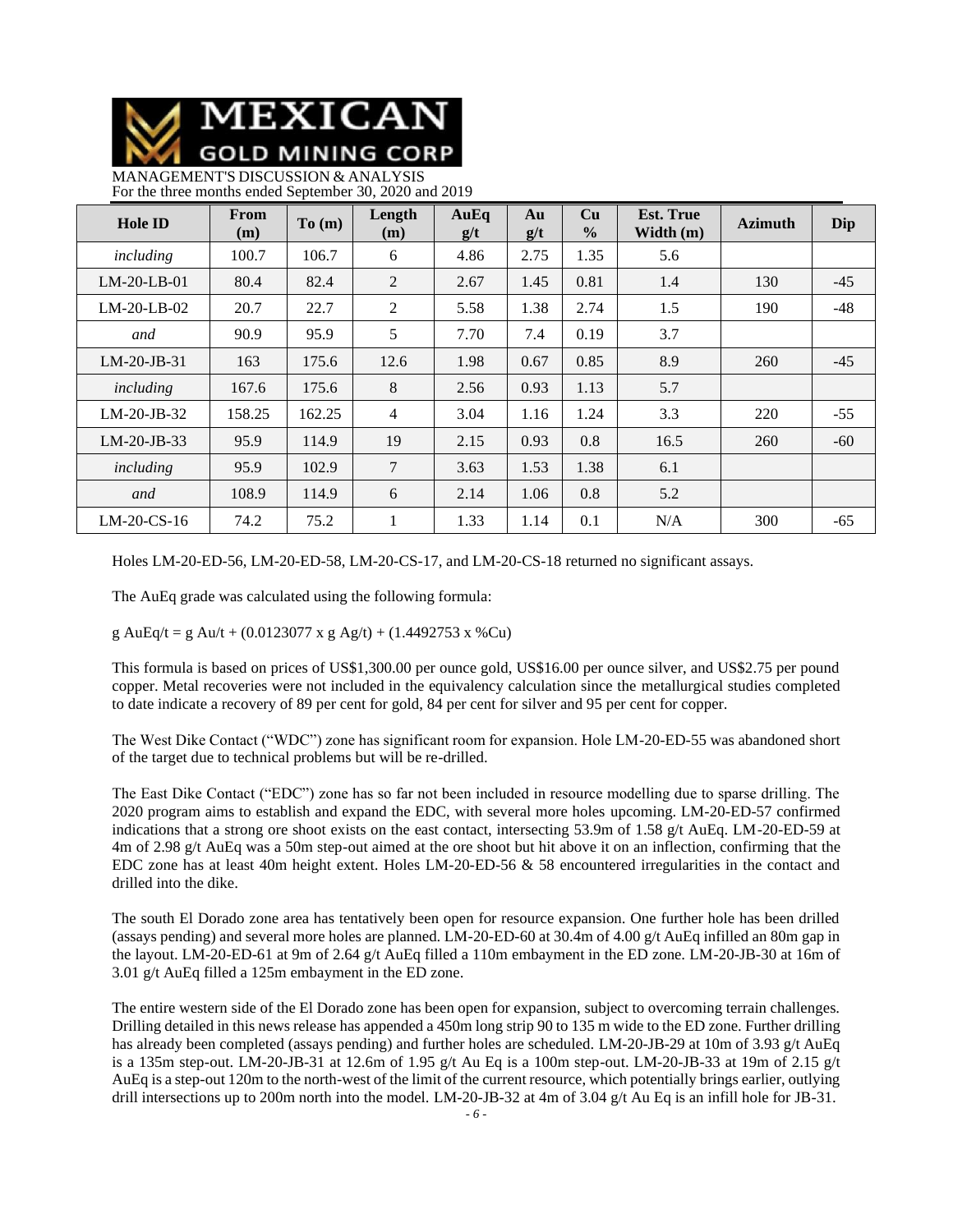| Hole ID | From (m) | To (m) | Length (m) | AuEq g/t | Au g/t | Cu % | Est. True Width (m) | Azimuth | Dip |
|---|---|---|---|---|---|---|---|---|---|
| *including* | 100.7 | 106.7 | 6 | 4.86 | 2.75 | 1.35 | 5.6 | | |
| LM-20-LB-01 | 80.4 | 82.4 | 2 | 2.67 | 1.45 | 0.81 | 1.4 | 130 | -45 |
| LM-20-LB-02 | 20.7 | 22.7 | 2 | 5.58 | 1.38 | 2.74 | 1.5 | 190 | -48 |
| *and* | 90.9 | 95.9 | 5 | 7.70 | 7.4 | 0.19 | 3.7 | | |
| LM-20-JB-31 | 163 | 175.6 | 12.6 | 1.98 | 0.67 | 0.85 | 8.9 | 260 | -45 |
| *including* | 167.6 | 175.6 | 8 | 2.56 | 0.93 | 1.13 | 5.7 | | |
| LM-20-JB-32 | 158.25 | 162.25 | 4 | 3.04 | 1.16 | 1.24 | 3.3 | 220 | -55 |
| LM-20-JB-33 | 95.9 | 114.9 | 19 | 2.15 | 0.93 | 0.8 | 16.5 | 260 | -60 |
| *including* | 95.9 | 102.9 | 7 | 3.63 | 1.53 | 1.38 | 6.1 | | |
| *and* | 108.9 | 114.9 | 6 | 2.14 | 1.06 | 0.8 | 5.2 | | |
| LM-20-CS-16 | 74.2 | 75.2 | 1 | 1.33 | 1.14 | 0.1 | N/A | 300 | -65 |

Holes LM-20-ED-56, LM-20-ED-58, LM-20-CS-17, and LM-20-CS-18 returned no significant assays.

The AuEq grade was calculated using the following formula:

g AuEq/t = g Au/t + (0.0123077 x g Ag/t) + (1.4492753 x %Cu)

This formula is based on prices of US$1,300.00 per ounce gold, US$16.00 per ounce silver, and US$2.75 per pound copper. Metal recoveries were not included in the equivalency calculation since the metallurgical studies completed to date indicate a recovery of 89 per cent for gold, 84 per cent for silver and 95 per cent for copper.

The West Dike Contact ("WDC") zone has significant room for expansion. Hole LM-20-ED-55 was abandoned short of the target due to technical problems but will be re-drilled.

The East Dike Contact ("EDC") zone has so far not been included in resource modelling due to sparse drilling. The 2020 program aims to establish and expand the EDC, with several more holes upcoming. LM-20-ED-57 confirmed indications that a strong ore shoot exists on the east contact, intersecting 53.9m of 1.58 g/t AuEq. LM-20-ED-59 at 4m of 2.98 g/t AuEq was a 50m step-out aimed at the ore shoot but hit above it on an inflection, confirming that the EDC zone has at least 40m height extent. Holes LM-20-ED-56 & 58 encountered irregularities in the contact and drilled into the dike.

The south El Dorado zone area has tentatively been open for resource expansion. One further hole has been drilled (assays pending) and several more holes are planned. LM-20-ED-60 at 30.4m of 4.00 g/t AuEq infilled an 80m gap in the layout. LM-20-ED-61 at 9m of 2.64 g/t AuEq filled a 110m embayment in the ED zone. LM-20-JB-30 at 16m of 3.01 g/t AuEq filled a 125m embayment in the ED zone.

The entire western side of the El Dorado zone has been open for expansion, subject to overcoming terrain challenges. Drilling detailed in this news release has appended a 450m long strip 90 to 135 m wide to the ED zone. Further drilling has already been completed (assays pending) and further holes are scheduled. LM-20-JB-29 at 10m of 3.93 g/t AuEq is a 135m step-out. LM-20-JB-31 at 12.6m of 1.95 g/t Au Eq is a 100m step-out. LM-20-JB-33 at 19m of 2.15 g/t AuEq is a step-out 120m to the north-west of the limit of the current resource, which potentially brings earlier, outlying drill intersections up to 200m north into the model. LM-20-JB-32 at 4m of 3.04 g/t Au Eq is an infill hole for JB-31.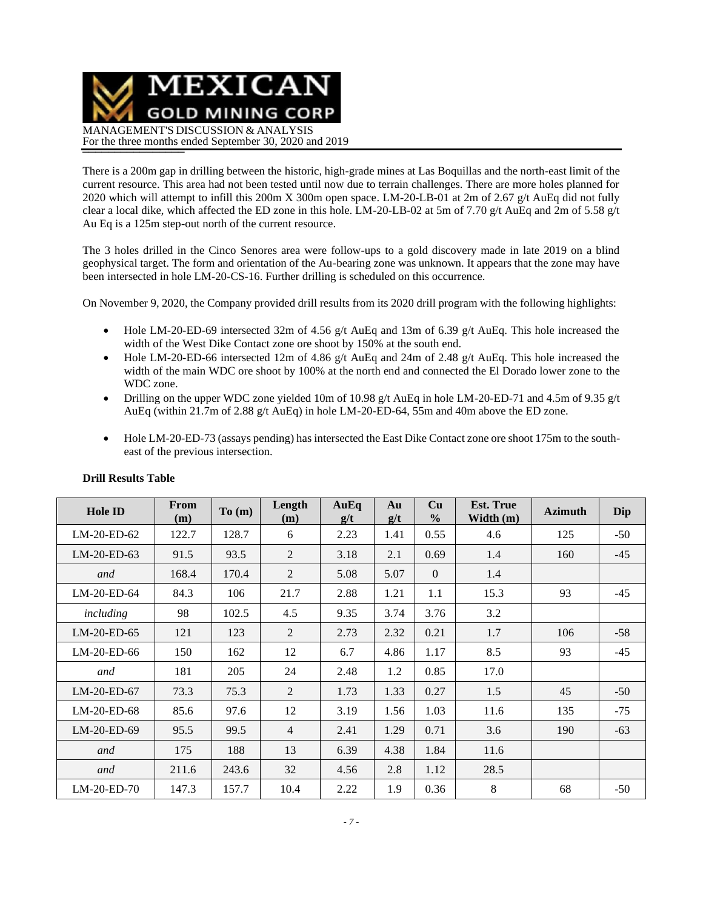There is a 200m gap in drilling between the historic, high-grade mines at Las Boquillas and the north-east limit of the current resource. This area had not been tested until now due to terrain challenges. There are more holes planned for 2020 which will attempt to infill this 200m X 300m open space. LM-20-LB-01 at 2m of 2.67 g/t AuEq did not fully clear a local dike, which affected the ED zone in this hole. LM-20-LB-02 at 5m of 7.70 g/t AuEq and 2m of 5.58 g/t Au Eq is a 125m step-out north of the current resource.

The 3 holes drilled in the Cinco Senores area were follow-ups to a gold discovery made in late 2019 on a blind geophysical target. The form and orientation of the Au-bearing zone was unknown. It appears that the zone may have been intersected in hole LM-20-CS-16. Further drilling is scheduled on this occurrence.

On November 9, 2020, the Company provided drill results from its 2020 drill program with the following highlights:

- Hole LM-20-ED-69 intersected 32m of 4.56 g/t AuEq and 13m of 6.39 g/t AuEq. This hole increased the width of the West Dike Contact zone ore shoot by 150% at the south end.
- Hole LM-20-ED-66 intersected 12m of 4.86 g/t AuEq and 24m of 2.48 g/t AuEq. This hole increased the width of the main WDC ore shoot by 100% at the north end and connected the El Dorado lower zone to the WDC zone.
- Drilling on the upper WDC zone yielded 10m of 10.98 g/t AuEq in hole LM-20-ED-71 and 4.5m of 9.35 g/t AuEq (within 21.7m of 2.88 g/t AuEq) in hole LM-20-ED-64, 55m and 40m above the ED zone.
- Hole LM-20-ED-73 (assays pending) has intersected the East Dike Contact zone ore shoot 175m to the south-east of the previous intersection.

**Drill Results Table**

| Hole ID | From (m) | To (m) | Length (m) | AuEq g/t | Au g/t | Cu % | Est. True Width (m) | Azimuth | Dip |
|---|---|---|---|---|---|---|---|---|---|
| LM-20-ED-62 | 122.7 | 128.7 | 6 | 2.23 | 1.41 | 0.55 | 4.6 | 125 | -50 |
| LM-20-ED-63 | 91.5 | 93.5 | 2 | 3.18 | 2.1 | 0.69 | 1.4 | 160 | -45 |
| *and* | 168.4 | 170.4 | 2 | 5.08 | 5.07 | 0 | 1.4 | | |
| LM-20-ED-64 | 84.3 | 106 | 21.7 | 2.88 | 1.21 | 1.1 | 15.3 | 93 | -45 |
| *including* | 98 | 102.5 | 4.5 | 9.35 | 3.74 | 3.76 | 3.2 | | |
| LM-20-ED-65 | 121 | 123 | 2 | 2.73 | 2.32 | 0.21 | 1.7 | 106 | -58 |
| LM-20-ED-66 | 150 | 162 | 12 | 6.7 | 4.86 | 1.17 | 8.5 | 93 | -45 |
| *and* | 181 | 205 | 24 | 2.48 | 1.2 | 0.85 | 17.0 | | |
| LM-20-ED-67 | 73.3 | 75.3 | 2 | 1.73 | 1.33 | 0.27 | 1.5 | 45 | -50 |
| LM-20-ED-68 | 85.6 | 97.6 | 12 | 3.19 | 1.56 | 1.03 | 11.6 | 135 | -75 |
| LM-20-ED-69 | 95.5 | 99.5 | 4 | 2.41 | 1.29 | 0.71 | 3.6 | 190 | -63 |
| *and* | 175 | 188 | 13 | 6.39 | 4.38 | 1.84 | 11.6 | | |
| *and* | 211.6 | 243.6 | 32 | 4.56 | 2.8 | 1.12 | 28.5 | | |
| LM-20-ED-70 | 147.3 | 157.7 | 10.4 | 2.22 | 1.9 | 0.36 | 8 | 68 | -50 |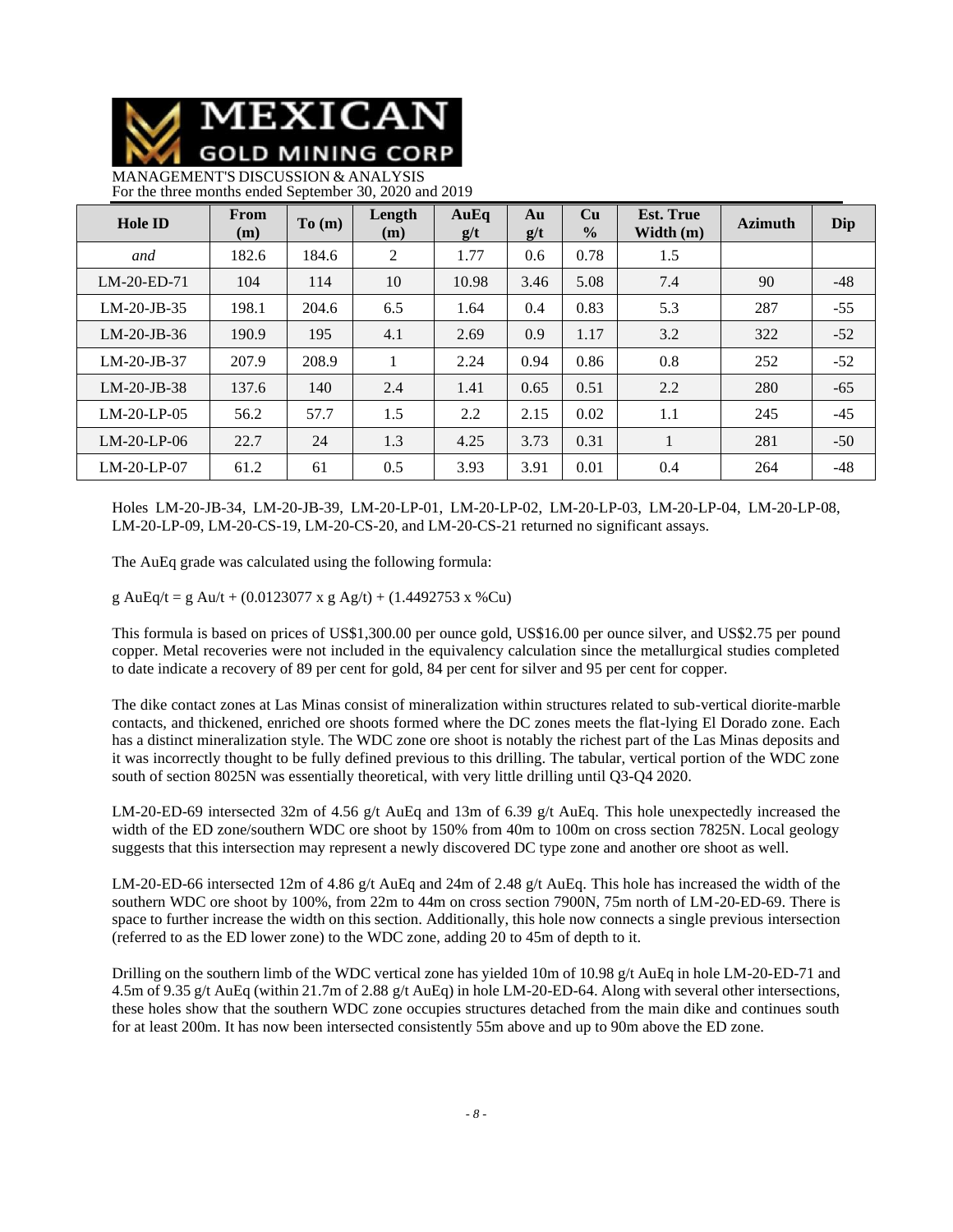| Hole ID | From (m) | To (m) | Length (m) | AuEq g/t | Au g/t | Cu % | Est. True Width (m) | Azimuth | Dip |
|---|---|---|---|---|---|---|---|---|---|
| *and* | 182.6 | 184.6 | 2 | 1.77 | 0.6 | 0.78 | 1.5 | | |
| LM-20-ED-71 | 104 | 114 | 10 | 10.98 | 3.46 | 5.08 | 7.4 | 90 | -48 |
| LM-20-JB-35 | 198.1 | 204.6 | 6.5 | 1.64 | 0.4 | 0.83 | 5.3 | 287 | -55 |
| LM-20-JB-36 | 190.9 | 195 | 4.1 | 2.69 | 0.9 | 1.17 | 3.2 | 322 | -52 |
| LM-20-JB-37 | 207.9 | 208.9 | 1 | 2.24 | 0.94 | 0.86 | 0.8 | 252 | -52 |
| LM-20-JB-38 | 137.6 | 140 | 2.4 | 1.41 | 0.65 | 0.51 | 2.2 | 280 | -65 |
| LM-20-LP-05 | 56.2 | 57.7 | 1.5 | 2.2 | 2.15 | 0.02 | 1.1 | 245 | -45 |
| LM-20-LP-06 | 22.7 | 24 | 1.3 | 4.25 | 3.73 | 0.31 | 1 | 281 | -50 |
| LM-20-LP-07 | 61.2 | 61 | 0.5 | 3.93 | 3.91 | 0.01 | 0.4 | 264 | -48 |

Holes LM-20-JB-34, LM-20-JB-39, LM-20-LP-01, LM-20-LP-02, LM-20-LP-03, LM-20-LP-04, LM-20-LP-08, LM-20-LP-09, LM-20-CS-19, LM-20-CS-20, and LM-20-CS-21 returned no significant assays.

The AuEq grade was calculated using the following formula:

g AuEq/t = g Au/t + (0.0123077 x g Ag/t) + (1.4492753 x %Cu)

This formula is based on prices of US$1,300.00 per ounce gold, US$16.00 per ounce silver, and US$2.75 per pound copper. Metal recoveries were not included in the equivalency calculation since the metallurgical studies completed to date indicate a recovery of 89 per cent for gold, 84 per cent for silver and 95 per cent for copper.

The dike contact zones at Las Minas consist of mineralization within structures related to sub-vertical diorite-marble contacts, and thickened, enriched ore shoots formed where the DC zones meets the flat-lying El Dorado zone. Each has a distinct mineralization style. The WDC zone ore shoot is notably the richest part of the Las Minas deposits and it was incorrectly thought to be fully defined previous to this drilling. The tabular, vertical portion of the WDC zone south of section 8025N was essentially theoretical, with very little drilling until Q3-Q4 2020.

LM-20-ED-69 intersected 32m of 4.56 g/t AuEq and 13m of 6.39 g/t AuEq. This hole unexpectedly increased the width of the ED zone/southern WDC ore shoot by 150% from 40m to 100m on cross section 7825N. Local geology suggests that this intersection may represent a newly discovered DC type zone and another ore shoot as well.

LM-20-ED-66 intersected 12m of 4.86 g/t AuEq and 24m of 2.48 g/t AuEq. This hole has increased the width of the southern WDC ore shoot by 100%, from 22m to 44m on cross section 7900N, 75m north of LM-20-ED-69. There is space to further increase the width on this section. Additionally, this hole now connects a single previous intersection (referred to as the ED lower zone) to the WDC zone, adding 20 to 45m of depth to it.

Drilling on the southern limb of the WDC vertical zone has yielded 10m of 10.98 g/t AuEq in hole LM-20-ED-71 and 4.5m of 9.35 g/t AuEq (within 21.7m of 2.88 g/t AuEq) in hole LM-20-ED-64. Along with several other intersections, these holes show that the southern WDC zone occupies structures detached from the main dike and continues south for at least 200m. It has now been intersected consistently 55m above and up to 90m above the ED zone.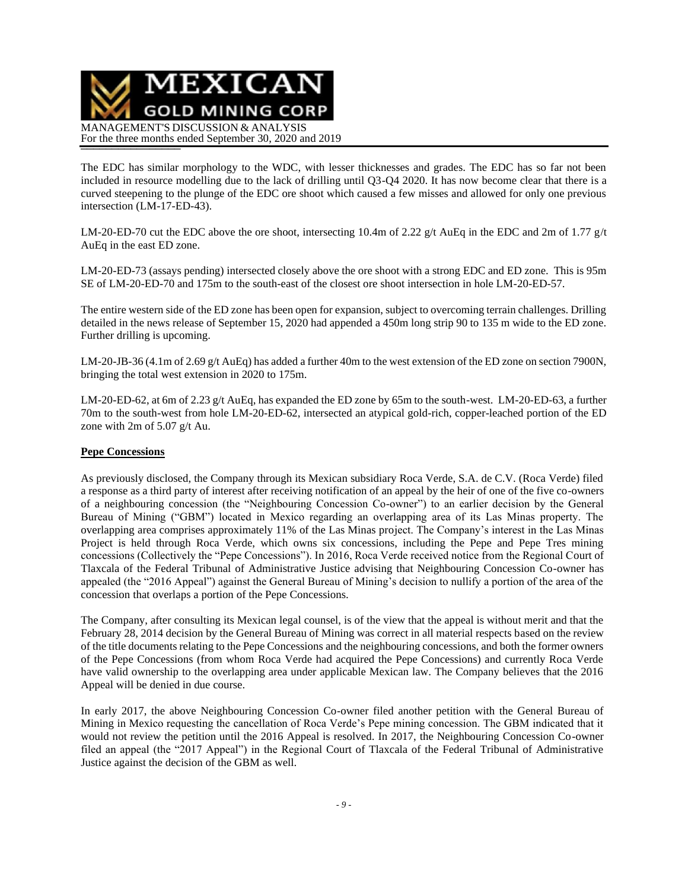The EDC has similar morphology to the WDC, with lesser thicknesses and grades. The EDC has so far not been included in resource modelling due to the lack of drilling until Q3-Q4 2020. It has now become clear that there is a curved steepening to the plunge of the EDC ore shoot which caused a few misses and allowed for only one previous intersection (LM-17-ED-43).

LM-20-ED-70 cut the EDC above the ore shoot, intersecting 10.4m of 2.22 g/t AuEq in the EDC and 2m of 1.77 g/t AuEq in the east ED zone.

LM-20-ED-73 (assays pending) intersected closely above the ore shoot with a strong EDC and ED zone. This is 95m SE of LM-20-ED-70 and 175m to the south-east of the closest ore shoot intersection in hole LM-20-ED-57.

The entire western side of the ED zone has been open for expansion, subject to overcoming terrain challenges. Drilling detailed in the news release of September 15, 2020 had appended a 450m long strip 90 to 135 m wide to the ED zone. Further drilling is upcoming.

LM-20-JB-36 (4.1m of 2.69 g/t AuEq) has added a further 40m to the west extension of the ED zone on section 7900N, bringing the total west extension in 2020 to 175m.

LM-20-ED-62, at 6m of 2.23 g/t AuEq, has expanded the ED zone by 65m to the south-west. LM-20-ED-63, a further 70m to the south-west from hole LM-20-ED-62, intersected an atypical gold-rich, copper-leached portion of the ED zone with 2m of 5.07 g/t Au.

**Pepe Concessions**

As previously disclosed, the Company through its Mexican subsidiary Roca Verde, S.A. de C.V. (Roca Verde) filed a response as a third party of interest after receiving notification of an appeal by the heir of one of the five co-owners of a neighbouring concession (the "Neighbouring Concession Co-owner") to an earlier decision by the General Bureau of Mining ("GBM") located in Mexico regarding an overlapping area of its Las Minas property. The overlapping area comprises approximately 11% of the Las Minas project. The Company's interest in the Las Minas Project is held through Roca Verde, which owns six concessions, including the Pepe and Pepe Tres mining concessions (Collectively the "Pepe Concessions"). In 2016, Roca Verde received notice from the Regional Court of Tlaxcala of the Federal Tribunal of Administrative Justice advising that Neighbouring Concession Co-owner has appealed (the "2016 Appeal") against the General Bureau of Mining's decision to nullify a portion of the area of the concession that overlaps a portion of the Pepe Concessions.

The Company, after consulting its Mexican legal counsel, is of the view that the appeal is without merit and that the February 28, 2014 decision by the General Bureau of Mining was correct in all material respects based on the review of the title documents relating to the Pepe Concessions and the neighbouring concessions, and both the former owners of the Pepe Concessions (from whom Roca Verde had acquired the Pepe Concessions) and currently Roca Verde have valid ownership to the overlapping area under applicable Mexican law. The Company believes that the 2016 Appeal will be denied in due course.

In early 2017, the above Neighbouring Concession Co-owner filed another petition with the General Bureau of Mining in Mexico requesting the cancellation of Roca Verde's Pepe mining concession. The GBM indicated that it would not review the petition until the 2016 Appeal is resolved. In 2017, the Neighbouring Concession Co-owner filed an appeal (the "2017 Appeal") in the Regional Court of Tlaxcala of the Federal Tribunal of Administrative Justice against the decision of the GBM as well.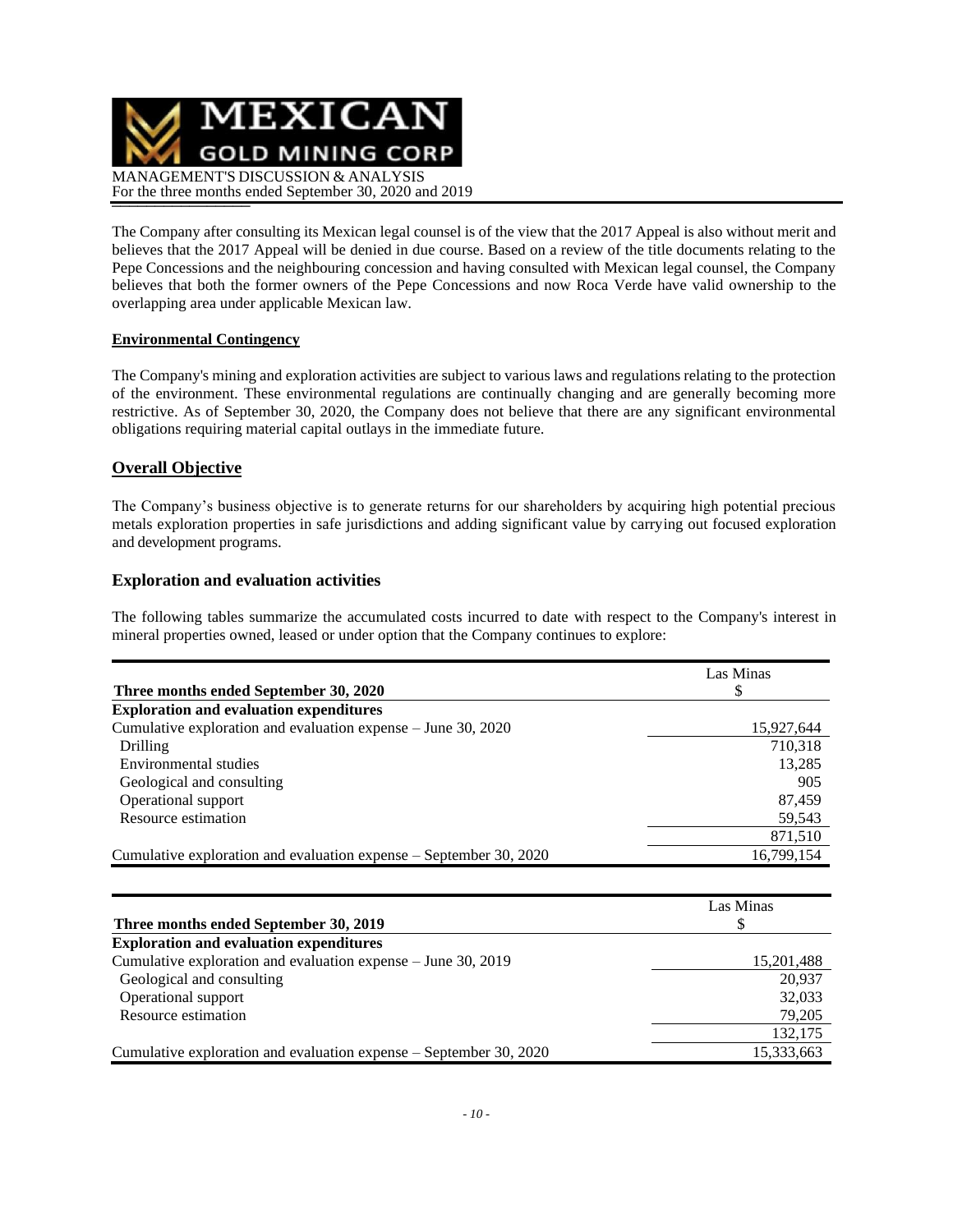The Company after consulting its Mexican legal counsel is of the view that the 2017 Appeal is also without merit and believes that the 2017 Appeal will be denied in due course. Based on a review of the title documents relating to the Pepe Concessions and the neighbouring concession and having consulted with Mexican legal counsel, the Company believes that both the former owners of the Pepe Concessions and now Roca Verde have valid ownership to the overlapping area under applicable Mexican law.

**Environmental Contingency**

The Company's mining and exploration activities are subject to various laws and regulations relating to the protection of the environment. These environmental regulations are continually changing and are generally becoming more restrictive. As of September 30, 2020, the Company does not believe that there are any significant environmental obligations requiring material capital outlays in the immediate future.

## Overall Objective

The Company's business objective is to generate returns for our shareholders by acquiring high potential precious metals exploration properties in safe jurisdictions and adding significant value by carrying out focused exploration and development programs.

## Exploration and evaluation activities

The following tables summarize the accumulated costs incurred to date with respect to the Company's interest in mineral properties owned, leased or under option that the Company continues to explore:

| **Three months ended September 30, 2020** | Las Minas<br>$ |
|---|---|
| **Exploration and evaluation expenditures** | |
| Cumulative exploration and evaluation expense – June 30, 2020 | 15,927,644 |
| Drilling | 710,318 |
| Environmental studies | 13,285 |
| Geological and consulting | 905 |
| Operational support | 87,459 |
| Resource estimation | 59,543 |
| | 871,510 |
| Cumulative exploration and evaluation expense – September 30, 2020 | 16,799,154 |

| **Three months ended September 30, 2019** | Las Minas<br>$ |
|---|---|
| **Exploration and evaluation expenditures** | |
| Cumulative exploration and evaluation expense – June 30, 2019 | 15,201,488 |
| Geological and consulting | 20,937 |
| Operational support | 32,033 |
| Resource estimation | 79,205 |
| | 132,175 |
| Cumulative exploration and evaluation expense – September 30, 2020 | 15,333,663 |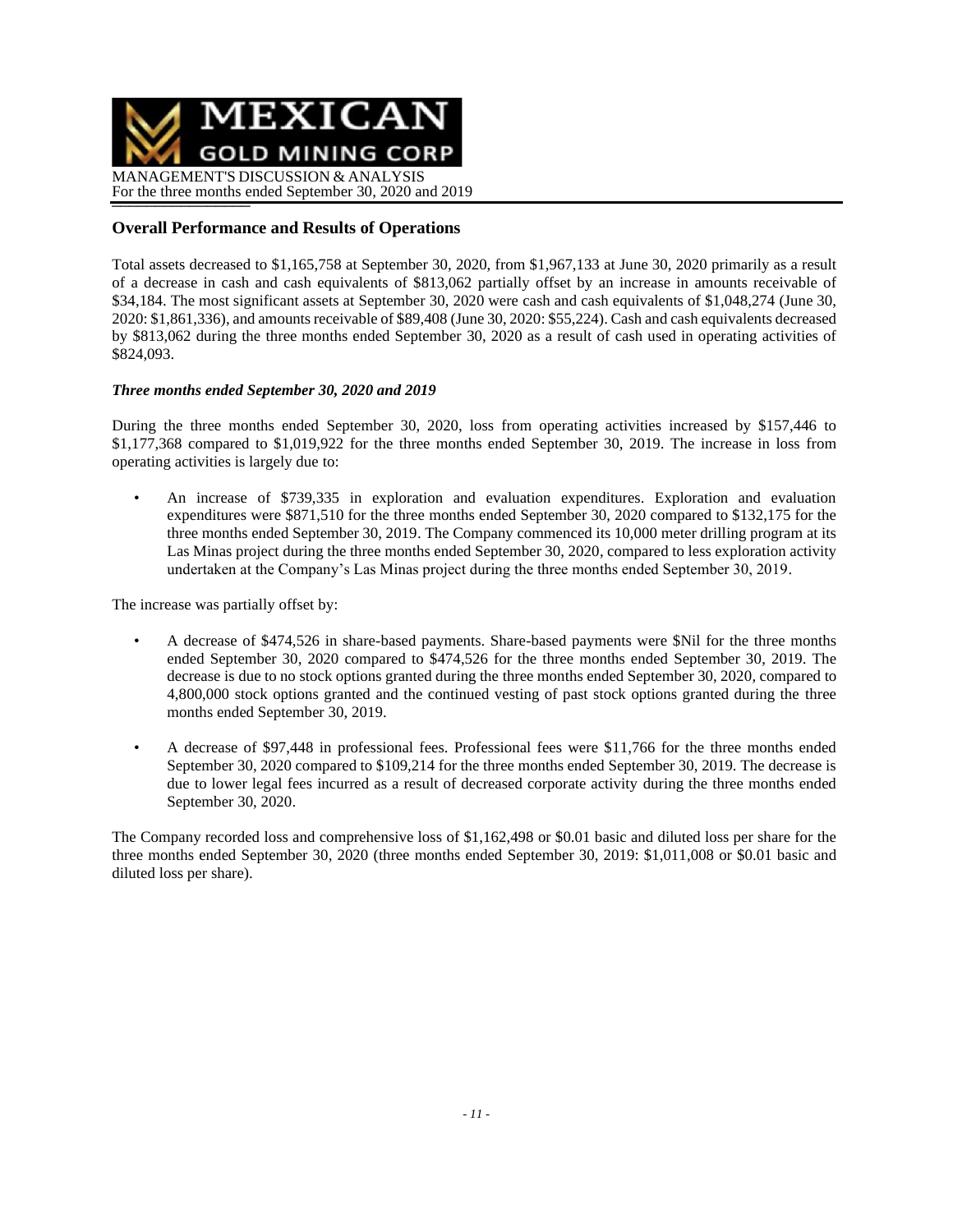## Overall Performance and Results of Operations

Total assets decreased to $1,165,758 at September 30, 2020, from $1,967,133 at June 30, 2020 primarily as a result of a decrease in cash and cash equivalents of $813,062 partially offset by an increase in amounts receivable of $34,184. The most significant assets at September 30, 2020 were cash and cash equivalents of $1,048,274 (June 30, 2020: $1,861,336), and amounts receivable of $89,408 (June 30, 2020: $55,224). Cash and cash equivalents decreased by $813,062 during the three months ended September 30, 2020 as a result of cash used in operating activities of $824,093.

### *Three months ended September 30, 2020 and 2019*

During the three months ended September 30, 2020, loss from operating activities increased by $157,446 to $1,177,368 compared to $1,019,922 for the three months ended September 30, 2019. The increase in loss from operating activities is largely due to:

- An increase of $739,335 in exploration and evaluation expenditures. Exploration and evaluation expenditures were $871,510 for the three months ended September 30, 2020 compared to $132,175 for the three months ended September 30, 2019. The Company commenced its 10,000 meter drilling program at its Las Minas project during the three months ended September 30, 2020, compared to less exploration activity undertaken at the Company's Las Minas project during the three months ended September 30, 2019.

The increase was partially offset by:

- A decrease of $474,526 in share-based payments. Share-based payments were $Nil for the three months ended September 30, 2020 compared to $474,526 for the three months ended September 30, 2019. The decrease is due to no stock options granted during the three months ended September 30, 2020, compared to 4,800,000 stock options granted and the continued vesting of past stock options granted during the three months ended September 30, 2019.

- A decrease of $97,448 in professional fees. Professional fees were $11,766 for the three months ended September 30, 2020 compared to $109,214 for the three months ended September 30, 2019. The decrease is due to lower legal fees incurred as a result of decreased corporate activity during the three months ended September 30, 2020.

The Company recorded loss and comprehensive loss of $1,162,498 or $0.01 basic and diluted loss per share for the three months ended September 30, 2020 (three months ended September 30, 2019: $1,011,008 or $0.01 basic and diluted loss per share).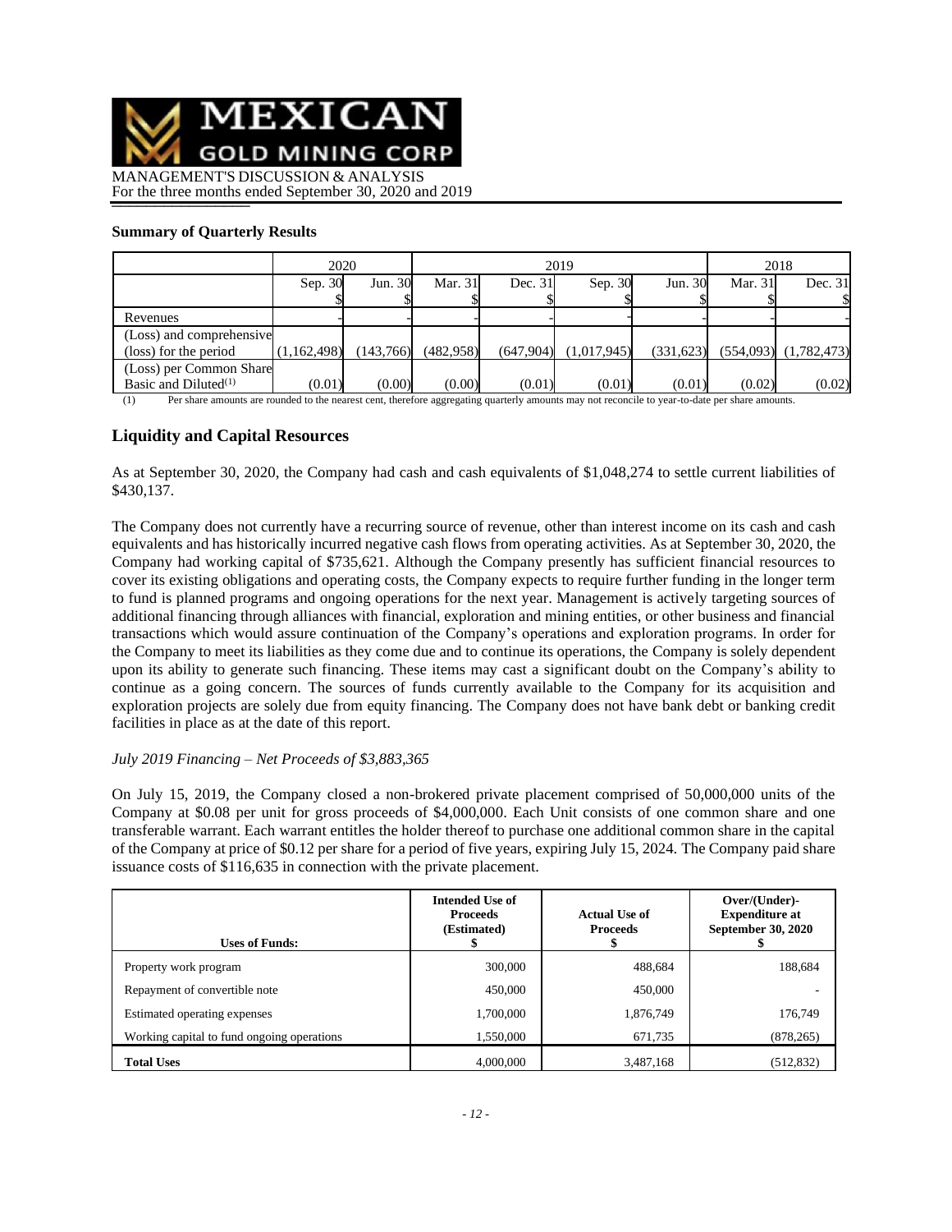**Summary of Quarterly Results**

| | 2020 | | 2019 | | | | 2018 | |
|---|---|---|---|---|---|---|---|---|
| | Sep. 30<br>$ | Jun. 30<br>$ | Mar. 31<br>$ | Dec. 31<br>$ | Sep. 30<br>$ | Jun. 30<br>$ | Mar. 31<br>$ | Dec. 31<br>$ |
| Revenues | - | - | - | - | - | - | - | - |
| (Loss) and comprehensive (loss) for the period | (1,162,498) | (143,766) | (482,958) | (647,904) | (1,017,945) | (331,623) | (554,093) | (1,782,473) |
| (Loss) per Common Share Basic and Diluted[(1)] | (0.01) | (0.00) | (0.00) | (0.01) | (0.01) | (0.01) | (0.02) | (0.02) |

(1) Per share amounts are rounded to the nearest cent, therefore aggregating quarterly amounts may not reconcile to year-to-date per share amounts.

## Liquidity and Capital Resources

As at September 30, 2020, the Company had cash and cash equivalents of $1,048,274 to settle current liabilities of $430,137.

The Company does not currently have a recurring source of revenue, other than interest income on its cash and cash equivalents and has historically incurred negative cash flows from operating activities. As at September 30, 2020, the Company had working capital of $735,621. Although the Company presently has sufficient financial resources to cover its existing obligations and operating costs, the Company expects to require further funding in the longer term to fund is planned programs and ongoing operations for the next year. Management is actively targeting sources of additional financing through alliances with financial, exploration and mining entities, or other business and financial transactions which would assure continuation of the Company's operations and exploration programs. In order for the Company to meet its liabilities as they come due and to continue its operations, the Company is solely dependent upon its ability to generate such financing. These items may cast a significant doubt on the Company's ability to continue as a going concern. The sources of funds currently available to the Company for its acquisition and exploration projects are solely due from equity financing. The Company does not have bank debt or banking credit facilities in place as at the date of this report.

*July 2019 Financing – Net Proceeds of $3,883,365*

On July 15, 2019, the Company closed a non-brokered private placement comprised of 50,000,000 units of the Company at $0.08 per unit for gross proceeds of $4,000,000. Each Unit consists of one common share and one transferable warrant. Each warrant entitles the holder thereof to purchase one additional common share in the capital of the Company at price of $0.12 per share for a period of five years, expiring July 15, 2024. The Company paid share issuance costs of $116,635 in connection with the private placement.

| Uses of Funds: | Intended Use of Proceeds (Estimated)<br>$ | Actual Use of Proceeds<br>$ | Over/(Under)-Expenditure at September 30, 2020<br>$ |
|---|---|---|---|
| Property work program | 300,000 | 488,684 | 188,684 |
| Repayment of convertible note | 450,000 | 450,000 | - |
| Estimated operating expenses | 1,700,000 | 1,876,749 | 176,749 |
| Working capital to fund ongoing operations | 1,550,000 | 671,735 | (878,265) |
| **Total Uses** | 4,000,000 | 3,487,168 | (512,832) |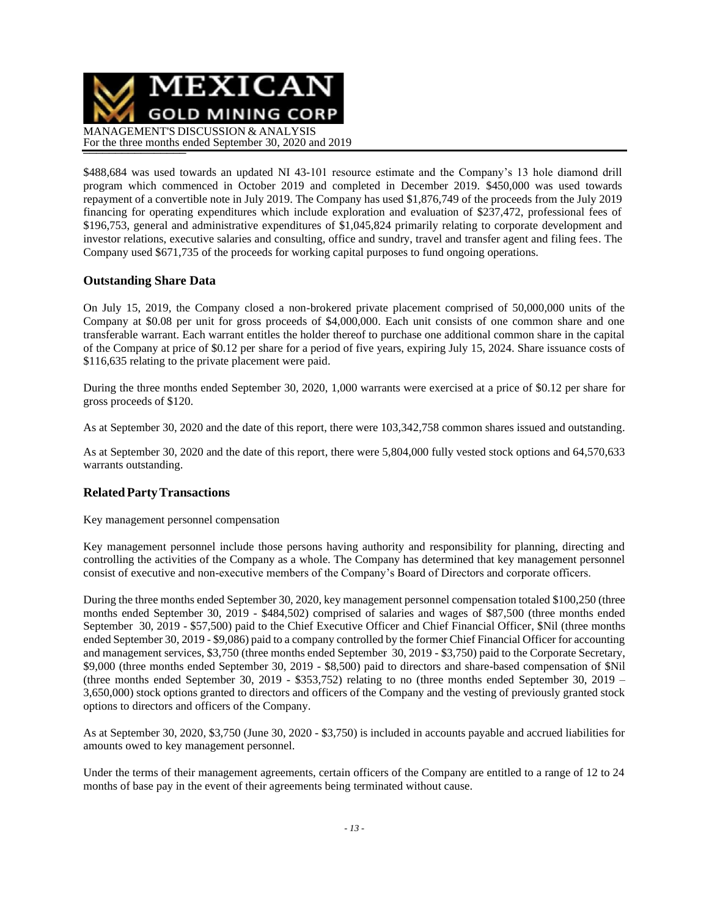$488,684 was used towards an updated NI 43-101 resource estimate and the Company's 13 hole diamond drill program which commenced in October 2019 and completed in December 2019. $450,000 was used towards repayment of a convertible note in July 2019. The Company has used $1,876,749 of the proceeds from the July 2019 financing for operating expenditures which include exploration and evaluation of $237,472, professional fees of $196,753, general and administrative expenditures of $1,045,824 primarily relating to corporate development and investor relations, executive salaries and consulting, office and sundry, travel and transfer agent and filing fees. The Company used $671,735 of the proceeds for working capital purposes to fund ongoing operations.

## Outstanding Share Data

On July 15, 2019, the Company closed a non-brokered private placement comprised of 50,000,000 units of the Company at $0.08 per unit for gross proceeds of $4,000,000. Each unit consists of one common share and one transferable warrant. Each warrant entitles the holder thereof to purchase one additional common share in the capital of the Company at price of $0.12 per share for a period of five years, expiring July 15, 2024. Share issuance costs of $116,635 relating to the private placement were paid.

During the three months ended September 30, 2020, 1,000 warrants were exercised at a price of $0.12 per share for gross proceeds of $120.

As at September 30, 2020 and the date of this report, there were 103,342,758 common shares issued and outstanding.

As at September 30, 2020 and the date of this report, there were 5,804,000 fully vested stock options and 64,570,633 warrants outstanding.

## Related Party Transactions

Key management personnel compensation

Key management personnel include those persons having authority and responsibility for planning, directing and controlling the activities of the Company as a whole. The Company has determined that key management personnel consist of executive and non-executive members of the Company's Board of Directors and corporate officers.

During the three months ended September 30, 2020, key management personnel compensation totaled $100,250 (three months ended September 30, 2019 - $484,502) comprised of salaries and wages of $87,500 (three months ended September 30, 2019 - $57,500) paid to the Chief Executive Officer and Chief Financial Officer, $Nil (three months ended September 30, 2019 - $9,086) paid to a company controlled by the former Chief Financial Officer for accounting and management services, $3,750 (three months ended September 30, 2019 - $3,750) paid to the Corporate Secretary, $9,000 (three months ended September 30, 2019 - $8,500) paid to directors and share-based compensation of $Nil (three months ended September 30, 2019 - $353,752) relating to no (three months ended September 30, 2019 – 3,650,000) stock options granted to directors and officers of the Company and the vesting of previously granted stock options to directors and officers of the Company.

As at September 30, 2020, $3,750 (June 30, 2020 - $3,750) is included in accounts payable and accrued liabilities for amounts owed to key management personnel.

Under the terms of their management agreements, certain officers of the Company are entitled to a range of 12 to 24 months of base pay in the event of their agreements being terminated without cause.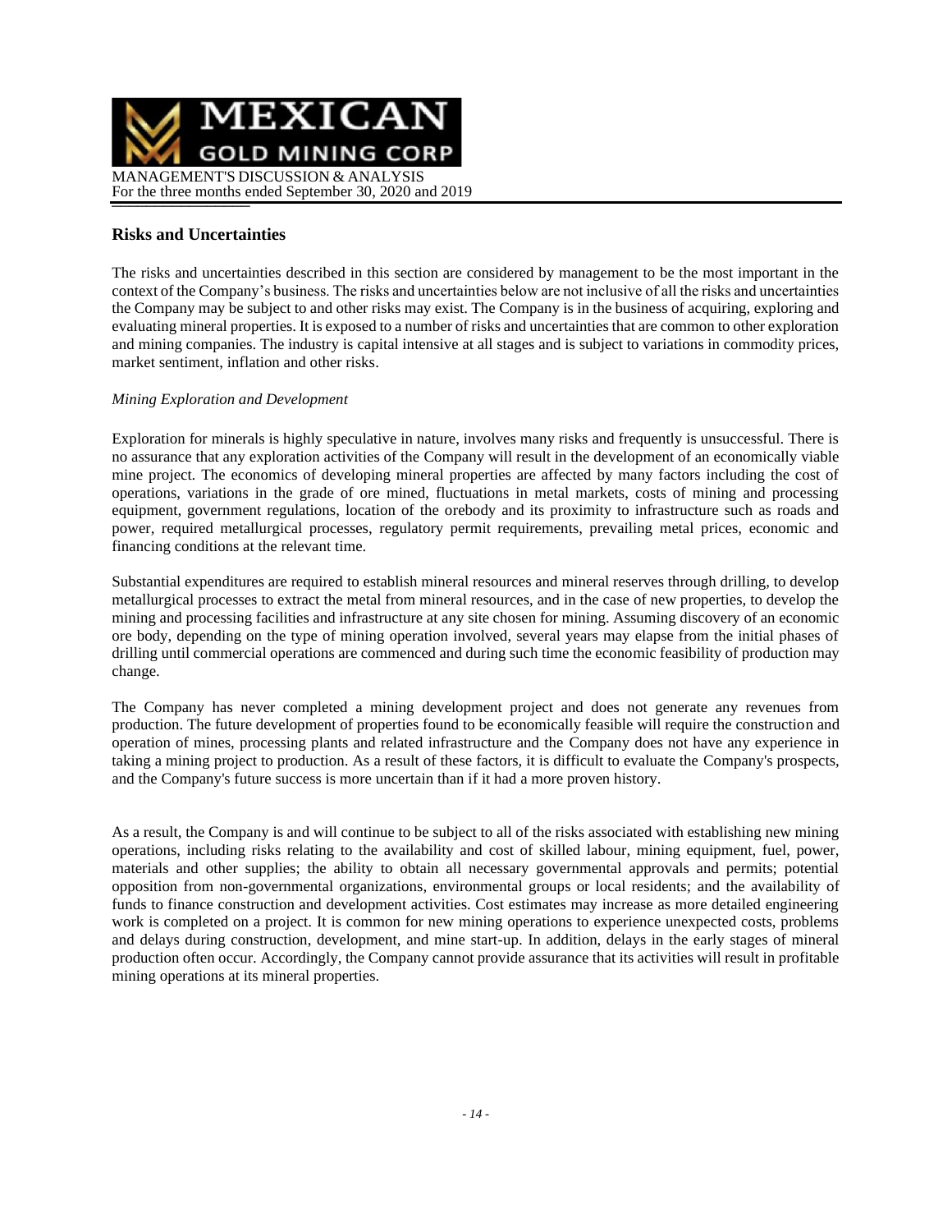## Risks and Uncertainties

The risks and uncertainties described in this section are considered by management to be the most important in the context of the Company's business. The risks and uncertainties below are not inclusive of all the risks and uncertainties the Company may be subject to and other risks may exist. The Company is in the business of acquiring, exploring and evaluating mineral properties. It is exposed to a number of risks and uncertainties that are common to other exploration and mining companies. The industry is capital intensive at all stages and is subject to variations in commodity prices, market sentiment, inflation and other risks.

*Mining Exploration and Development*

Exploration for minerals is highly speculative in nature, involves many risks and frequently is unsuccessful. There is no assurance that any exploration activities of the Company will result in the development of an economically viable mine project. The economics of developing mineral properties are affected by many factors including the cost of operations, variations in the grade of ore mined, fluctuations in metal markets, costs of mining and processing equipment, government regulations, location of the orebody and its proximity to infrastructure such as roads and power, required metallurgical processes, regulatory permit requirements, prevailing metal prices, economic and financing conditions at the relevant time.

Substantial expenditures are required to establish mineral resources and mineral reserves through drilling, to develop metallurgical processes to extract the metal from mineral resources, and in the case of new properties, to develop the mining and processing facilities and infrastructure at any site chosen for mining. Assuming discovery of an economic ore body, depending on the type of mining operation involved, several years may elapse from the initial phases of drilling until commercial operations are commenced and during such time the economic feasibility of production may change.

The Company has never completed a mining development project and does not generate any revenues from production. The future development of properties found to be economically feasible will require the construction and operation of mines, processing plants and related infrastructure and the Company does not have any experience in taking a mining project to production. As a result of these factors, it is difficult to evaluate the Company's prospects, and the Company's future success is more uncertain than if it had a more proven history.

As a result, the Company is and will continue to be subject to all of the risks associated with establishing new mining operations, including risks relating to the availability and cost of skilled labour, mining equipment, fuel, power, materials and other supplies; the ability to obtain all necessary governmental approvals and permits; potential opposition from non-governmental organizations, environmental groups or local residents; and the availability of funds to finance construction and development activities. Cost estimates may increase as more detailed engineering work is completed on a project. It is common for new mining operations to experience unexpected costs, problems and delays during construction, development, and mine start-up. In addition, delays in the early stages of mineral production often occur. Accordingly, the Company cannot provide assurance that its activities will result in profitable mining operations at its mineral properties.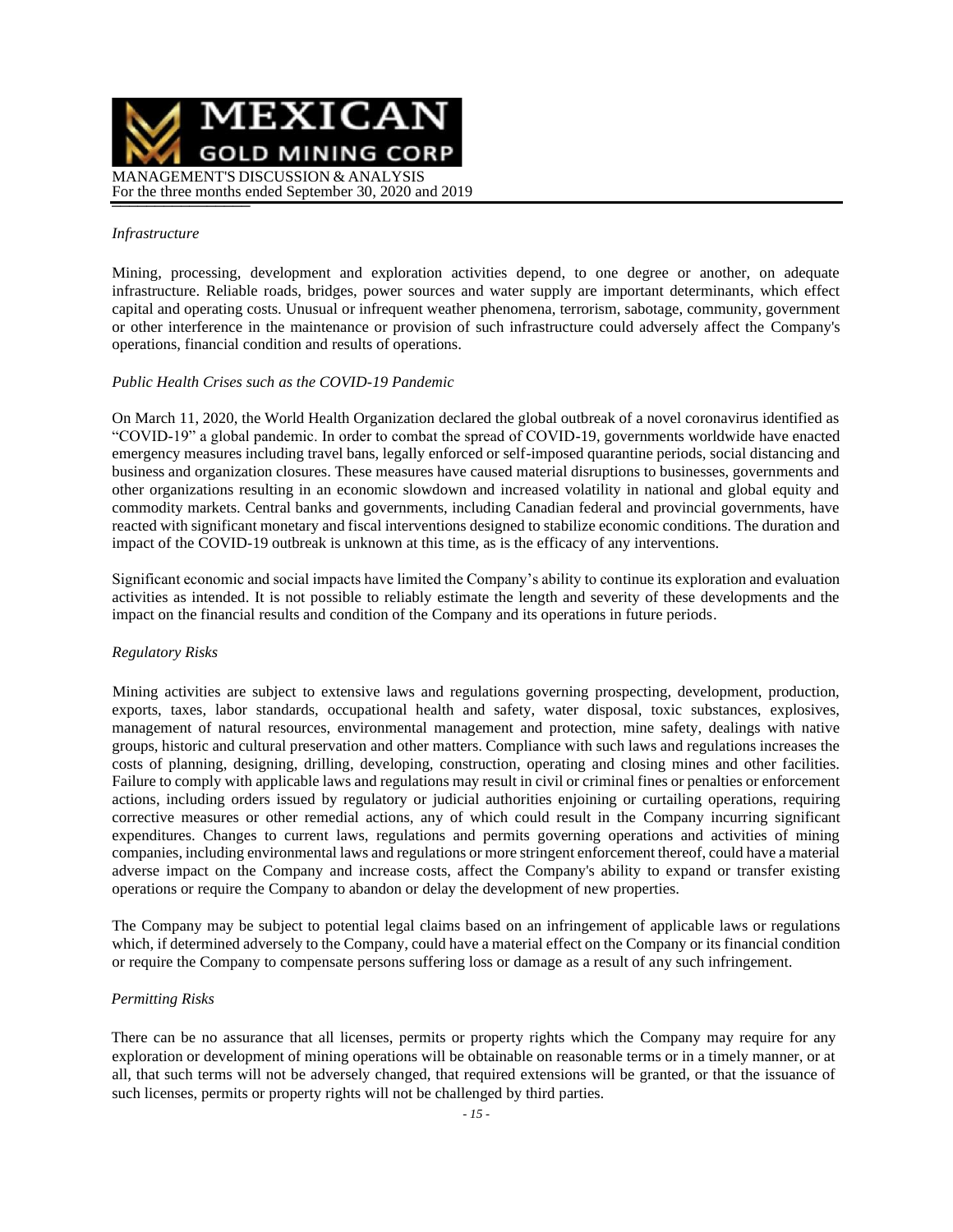*Infrastructure*

Mining, processing, development and exploration activities depend, to one degree or another, on adequate infrastructure. Reliable roads, bridges, power sources and water supply are important determinants, which effect capital and operating costs. Unusual or infrequent weather phenomena, terrorism, sabotage, community, government or other interference in the maintenance or provision of such infrastructure could adversely affect the Company's operations, financial condition and results of operations.

*Public Health Crises such as the COVID-19 Pandemic*

On March 11, 2020, the World Health Organization declared the global outbreak of a novel coronavirus identified as "COVID-19" a global pandemic. In order to combat the spread of COVID-19, governments worldwide have enacted emergency measures including travel bans, legally enforced or self-imposed quarantine periods, social distancing and business and organization closures. These measures have caused material disruptions to businesses, governments and other organizations resulting in an economic slowdown and increased volatility in national and global equity and commodity markets. Central banks and governments, including Canadian federal and provincial governments, have reacted with significant monetary and fiscal interventions designed to stabilize economic conditions. The duration and impact of the COVID-19 outbreak is unknown at this time, as is the efficacy of any interventions.

Significant economic and social impacts have limited the Company's ability to continue its exploration and evaluation activities as intended. It is not possible to reliably estimate the length and severity of these developments and the impact on the financial results and condition of the Company and its operations in future periods.

*Regulatory Risks*

Mining activities are subject to extensive laws and regulations governing prospecting, development, production, exports, taxes, labor standards, occupational health and safety, water disposal, toxic substances, explosives, management of natural resources, environmental management and protection, mine safety, dealings with native groups, historic and cultural preservation and other matters. Compliance with such laws and regulations increases the costs of planning, designing, drilling, developing, construction, operating and closing mines and other facilities. Failure to comply with applicable laws and regulations may result in civil or criminal fines or penalties or enforcement actions, including orders issued by regulatory or judicial authorities enjoining or curtailing operations, requiring corrective measures or other remedial actions, any of which could result in the Company incurring significant expenditures. Changes to current laws, regulations and permits governing operations and activities of mining companies, including environmental laws and regulations or more stringent enforcement thereof, could have a material adverse impact on the Company and increase costs, affect the Company's ability to expand or transfer existing operations or require the Company to abandon or delay the development of new properties.

The Company may be subject to potential legal claims based on an infringement of applicable laws or regulations which, if determined adversely to the Company, could have a material effect on the Company or its financial condition or require the Company to compensate persons suffering loss or damage as a result of any such infringement.

*Permitting Risks*

There can be no assurance that all licenses, permits or property rights which the Company may require for any exploration or development of mining operations will be obtainable on reasonable terms or in a timely manner, or at all, that such terms will not be adversely changed, that required extensions will be granted, or that the issuance of such licenses, permits or property rights will not be challenged by third parties.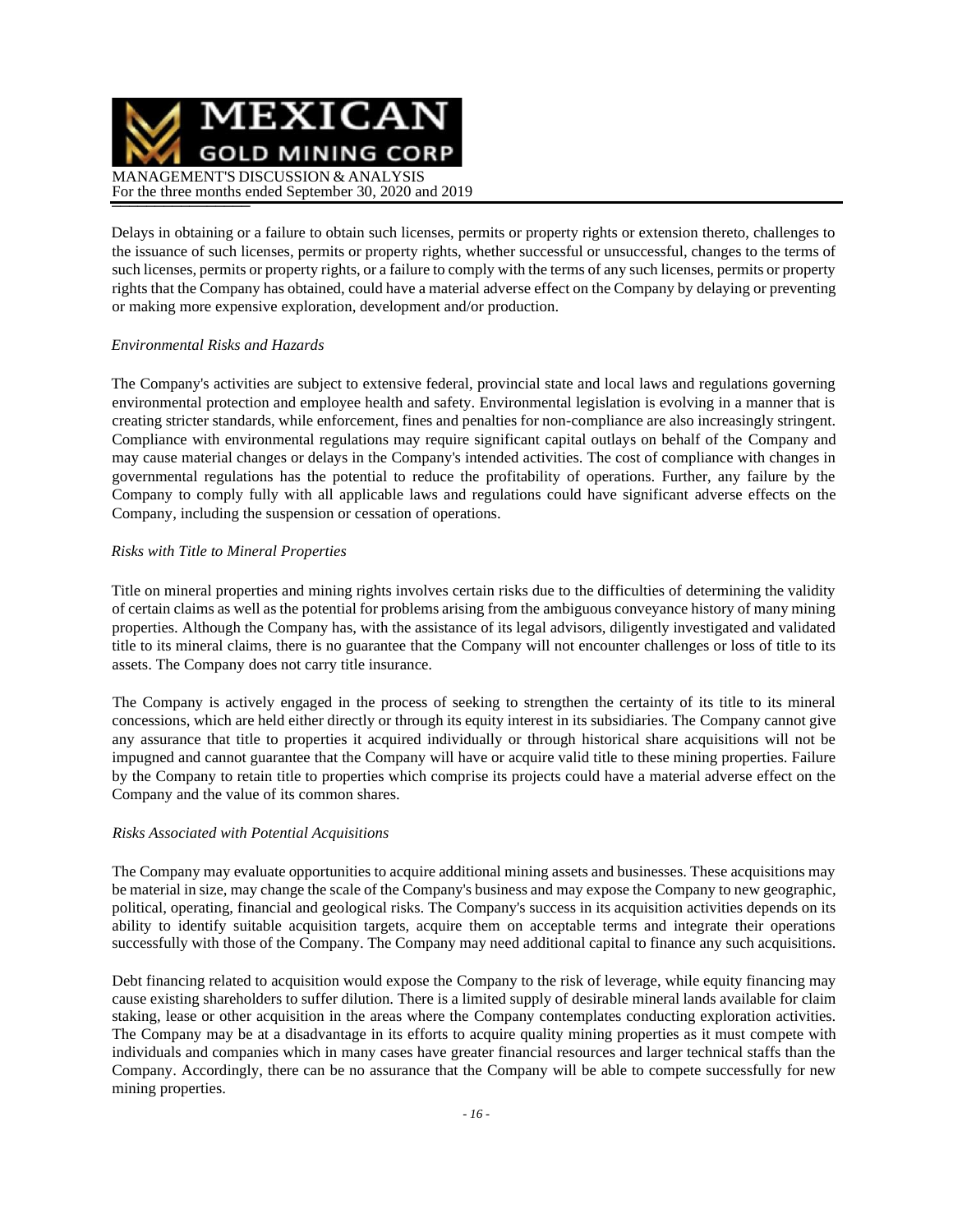Delays in obtaining or a failure to obtain such licenses, permits or property rights or extension thereto, challenges to the issuance of such licenses, permits or property rights, whether successful or unsuccessful, changes to the terms of such licenses, permits or property rights, or a failure to comply with the terms of any such licenses, permits or property rights that the Company has obtained, could have a material adverse effect on the Company by delaying or preventing or making more expensive exploration, development and/or production.

*Environmental Risks and Hazards*

The Company's activities are subject to extensive federal, provincial state and local laws and regulations governing environmental protection and employee health and safety. Environmental legislation is evolving in a manner that is creating stricter standards, while enforcement, fines and penalties for non-compliance are also increasingly stringent. Compliance with environmental regulations may require significant capital outlays on behalf of the Company and may cause material changes or delays in the Company's intended activities. The cost of compliance with changes in governmental regulations has the potential to reduce the profitability of operations. Further, any failure by the Company to comply fully with all applicable laws and regulations could have significant adverse effects on the Company, including the suspension or cessation of operations.

*Risks with Title to Mineral Properties*

Title on mineral properties and mining rights involves certain risks due to the difficulties of determining the validity of certain claims as well as the potential for problems arising from the ambiguous conveyance history of many mining properties. Although the Company has, with the assistance of its legal advisors, diligently investigated and validated title to its mineral claims, there is no guarantee that the Company will not encounter challenges or loss of title to its assets. The Company does not carry title insurance.

The Company is actively engaged in the process of seeking to strengthen the certainty of its title to its mineral concessions, which are held either directly or through its equity interest in its subsidiaries. The Company cannot give any assurance that title to properties it acquired individually or through historical share acquisitions will not be impugned and cannot guarantee that the Company will have or acquire valid title to these mining properties. Failure by the Company to retain title to properties which comprise its projects could have a material adverse effect on the Company and the value of its common shares.

*Risks Associated with Potential Acquisitions*

The Company may evaluate opportunities to acquire additional mining assets and businesses. These acquisitions may be material in size, may change the scale of the Company's business and may expose the Company to new geographic, political, operating, financial and geological risks. The Company's success in its acquisition activities depends on its ability to identify suitable acquisition targets, acquire them on acceptable terms and integrate their operations successfully with those of the Company. The Company may need additional capital to finance any such acquisitions.

Debt financing related to acquisition would expose the Company to the risk of leverage, while equity financing may cause existing shareholders to suffer dilution. There is a limited supply of desirable mineral lands available for claim staking, lease or other acquisition in the areas where the Company contemplates conducting exploration activities. The Company may be at a disadvantage in its efforts to acquire quality mining properties as it must compete with individuals and companies which in many cases have greater financial resources and larger technical staffs than the Company. Accordingly, there can be no assurance that the Company will be able to compete successfully for new mining properties.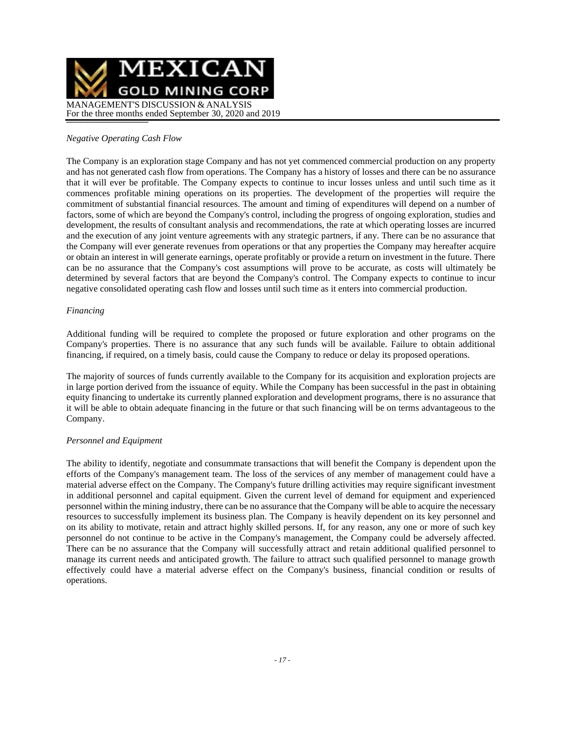*Negative Operating Cash Flow*

The Company is an exploration stage Company and has not yet commenced commercial production on any property and has not generated cash flow from operations. The Company has a history of losses and there can be no assurance that it will ever be profitable. The Company expects to continue to incur losses unless and until such time as it commences profitable mining operations on its properties. The development of the properties will require the commitment of substantial financial resources. The amount and timing of expenditures will depend on a number of factors, some of which are beyond the Company's control, including the progress of ongoing exploration, studies and development, the results of consultant analysis and recommendations, the rate at which operating losses are incurred and the execution of any joint venture agreements with any strategic partners, if any. There can be no assurance that the Company will ever generate revenues from operations or that any properties the Company may hereafter acquire or obtain an interest in will generate earnings, operate profitably or provide a return on investment in the future. There can be no assurance that the Company's cost assumptions will prove to be accurate, as costs will ultimately be determined by several factors that are beyond the Company's control. The Company expects to continue to incur negative consolidated operating cash flow and losses until such time as it enters into commercial production.

*Financing*

Additional funding will be required to complete the proposed or future exploration and other programs on the Company's properties. There is no assurance that any such funds will be available. Failure to obtain additional financing, if required, on a timely basis, could cause the Company to reduce or delay its proposed operations.

The majority of sources of funds currently available to the Company for its acquisition and exploration projects are in large portion derived from the issuance of equity. While the Company has been successful in the past in obtaining equity financing to undertake its currently planned exploration and development programs, there is no assurance that it will be able to obtain adequate financing in the future or that such financing will be on terms advantageous to the Company.

*Personnel and Equipment*

The ability to identify, negotiate and consummate transactions that will benefit the Company is dependent upon the efforts of the Company's management team. The loss of the services of any member of management could have a material adverse effect on the Company. The Company's future drilling activities may require significant investment in additional personnel and capital equipment. Given the current level of demand for equipment and experienced personnel within the mining industry, there can be no assurance that the Company will be able to acquire the necessary resources to successfully implement its business plan. The Company is heavily dependent on its key personnel and on its ability to motivate, retain and attract highly skilled persons. If, for any reason, any one or more of such key personnel do not continue to be active in the Company's management, the Company could be adversely affected. There can be no assurance that the Company will successfully attract and retain additional qualified personnel to manage its current needs and anticipated growth. The failure to attract such qualified personnel to manage growth effectively could have a material adverse effect on the Company's business, financial condition or results of operations.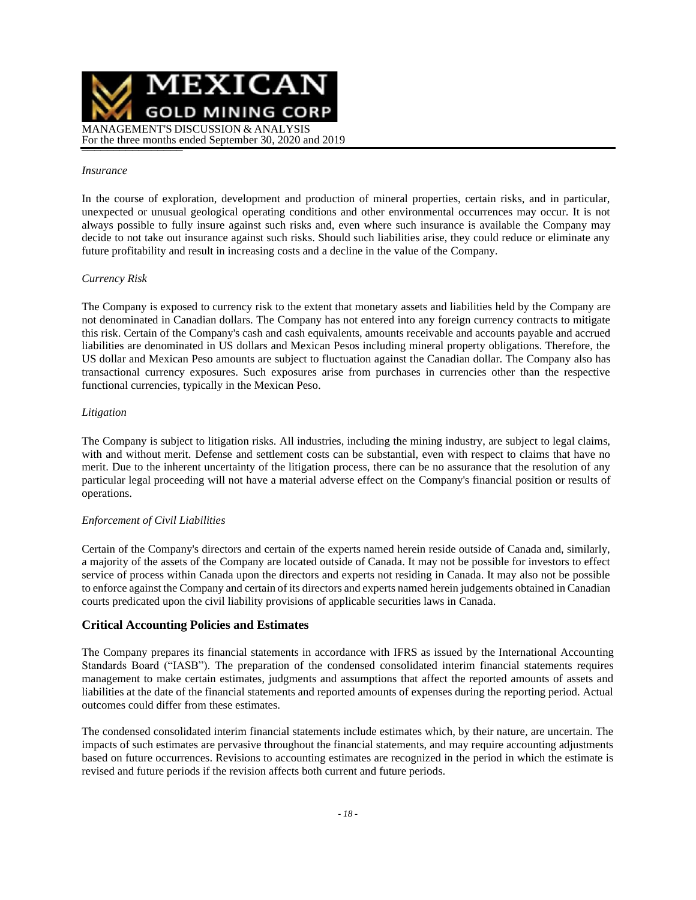*Insurance*

In the course of exploration, development and production of mineral properties, certain risks, and in particular, unexpected or unusual geological operating conditions and other environmental occurrences may occur. It is not always possible to fully insure against such risks and, even where such insurance is available the Company may decide to not take out insurance against such risks. Should such liabilities arise, they could reduce or eliminate any future profitability and result in increasing costs and a decline in the value of the Company.

*Currency Risk*

The Company is exposed to currency risk to the extent that monetary assets and liabilities held by the Company are not denominated in Canadian dollars. The Company has not entered into any foreign currency contracts to mitigate this risk. Certain of the Company's cash and cash equivalents, amounts receivable and accounts payable and accrued liabilities are denominated in US dollars and Mexican Pesos including mineral property obligations. Therefore, the US dollar and Mexican Peso amounts are subject to fluctuation against the Canadian dollar. The Company also has transactional currency exposures. Such exposures arise from purchases in currencies other than the respective functional currencies, typically in the Mexican Peso.

*Litigation*

The Company is subject to litigation risks. All industries, including the mining industry, are subject to legal claims, with and without merit. Defense and settlement costs can be substantial, even with respect to claims that have no merit. Due to the inherent uncertainty of the litigation process, there can be no assurance that the resolution of any particular legal proceeding will not have a material adverse effect on the Company's financial position or results of operations.

*Enforcement of Civil Liabilities*

Certain of the Company's directors and certain of the experts named herein reside outside of Canada and, similarly, a majority of the assets of the Company are located outside of Canada. It may not be possible for investors to effect service of process within Canada upon the directors and experts not residing in Canada. It may also not be possible to enforce against the Company and certain of its directors and experts named herein judgements obtained in Canadian courts predicated upon the civil liability provisions of applicable securities laws in Canada.

## Critical Accounting Policies and Estimates

The Company prepares its financial statements in accordance with IFRS as issued by the International Accounting Standards Board ("IASB"). The preparation of the condensed consolidated interim financial statements requires management to make certain estimates, judgments and assumptions that affect the reported amounts of assets and liabilities at the date of the financial statements and reported amounts of expenses during the reporting period. Actual outcomes could differ from these estimates.

The condensed consolidated interim financial statements include estimates which, by their nature, are uncertain. The impacts of such estimates are pervasive throughout the financial statements, and may require accounting adjustments based on future occurrences. Revisions to accounting estimates are recognized in the period in which the estimate is revised and future periods if the revision affects both current and future periods.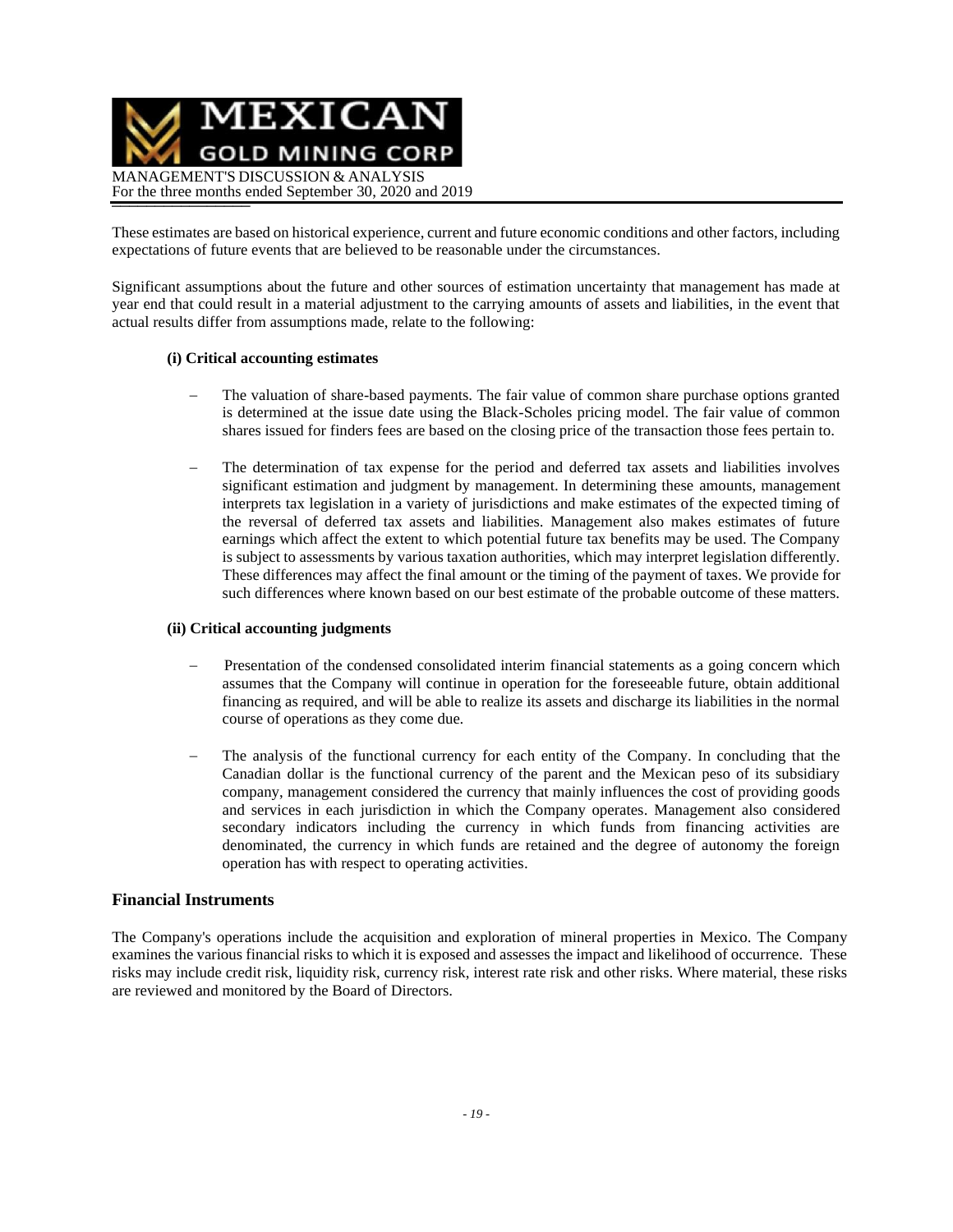These estimates are based on historical experience, current and future economic conditions and other factors, including expectations of future events that are believed to be reasonable under the circumstances.

Significant assumptions about the future and other sources of estimation uncertainty that management has made at year end that could result in a material adjustment to the carrying amounts of assets and liabilities, in the event that actual results differ from assumptions made, relate to the following:

**(i) Critical accounting estimates**

- The valuation of share-based payments. The fair value of common share purchase options granted is determined at the issue date using the Black-Scholes pricing model. The fair value of common shares issued for finders fees are based on the closing price of the transaction those fees pertain to.

- The determination of tax expense for the period and deferred tax assets and liabilities involves significant estimation and judgment by management. In determining these amounts, management interprets tax legislation in a variety of jurisdictions and make estimates of the expected timing of the reversal of deferred tax assets and liabilities. Management also makes estimates of future earnings which affect the extent to which potential future tax benefits may be used. The Company is subject to assessments by various taxation authorities, which may interpret legislation differently. These differences may affect the final amount or the timing of the payment of taxes. We provide for such differences where known based on our best estimate of the probable outcome of these matters.

**(ii) Critical accounting judgments**

- Presentation of the condensed consolidated interim financial statements as a going concern which assumes that the Company will continue in operation for the foreseeable future, obtain additional financing as required, and will be able to realize its assets and discharge its liabilities in the normal course of operations as they come due.

- The analysis of the functional currency for each entity of the Company. In concluding that the Canadian dollar is the functional currency of the parent and the Mexican peso of its subsidiary company, management considered the currency that mainly influences the cost of providing goods and services in each jurisdiction in which the Company operates. Management also considered secondary indicators including the currency in which funds from financing activities are denominated, the currency in which funds are retained and the degree of autonomy the foreign operation has with respect to operating activities.

## Financial Instruments

The Company's operations include the acquisition and exploration of mineral properties in Mexico. The Company examines the various financial risks to which it is exposed and assesses the impact and likelihood of occurrence. These risks may include credit risk, liquidity risk, currency risk, interest rate risk and other risks. Where material, these risks are reviewed and monitored by the Board of Directors.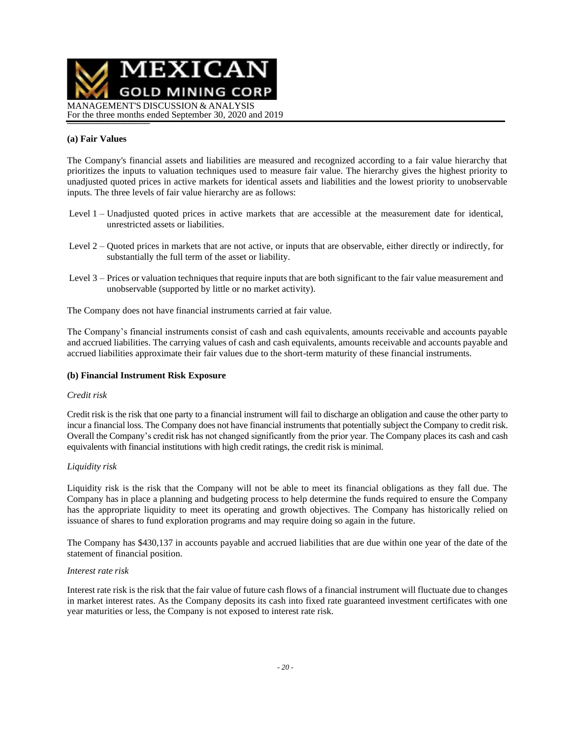**(a) Fair Values**

The Company's financial assets and liabilities are measured and recognized according to a fair value hierarchy that prioritizes the inputs to valuation techniques used to measure fair value. The hierarchy gives the highest priority to unadjusted quoted prices in active markets for identical assets and liabilities and the lowest priority to unobservable inputs. The three levels of fair value hierarchy are as follows:

Level 1 – Unadjusted quoted prices in active markets that are accessible at the measurement date for identical, unrestricted assets or liabilities.

Level 2 – Quoted prices in markets that are not active, or inputs that are observable, either directly or indirectly, for substantially the full term of the asset or liability.

Level 3 – Prices or valuation techniques that require inputs that are both significant to the fair value measurement and unobservable (supported by little or no market activity).

The Company does not have financial instruments carried at fair value.

The Company's financial instruments consist of cash and cash equivalents, amounts receivable and accounts payable and accrued liabilities. The carrying values of cash and cash equivalents, amounts receivable and accounts payable and accrued liabilities approximate their fair values due to the short-term maturity of these financial instruments.

**(b) Financial Instrument Risk Exposure**

*Credit risk*

Credit risk is the risk that one party to a financial instrument will fail to discharge an obligation and cause the other party to incur a financial loss. The Company does not have financial instruments that potentially subject the Company to credit risk. Overall the Company's credit risk has not changed significantly from the prior year. The Company places its cash and cash equivalents with financial institutions with high credit ratings, the credit risk is minimal.

*Liquidity risk*

Liquidity risk is the risk that the Company will not be able to meet its financial obligations as they fall due. The Company has in place a planning and budgeting process to help determine the funds required to ensure the Company has the appropriate liquidity to meet its operating and growth objectives. The Company has historically relied on issuance of shares to fund exploration programs and may require doing so again in the future.

The Company has $430,137 in accounts payable and accrued liabilities that are due within one year of the date of the statement of financial position.

*Interest rate risk*

Interest rate risk is the risk that the fair value of future cash flows of a financial instrument will fluctuate due to changes in market interest rates. As the Company deposits its cash into fixed rate guaranteed investment certificates with one year maturities or less, the Company is not exposed to interest rate risk.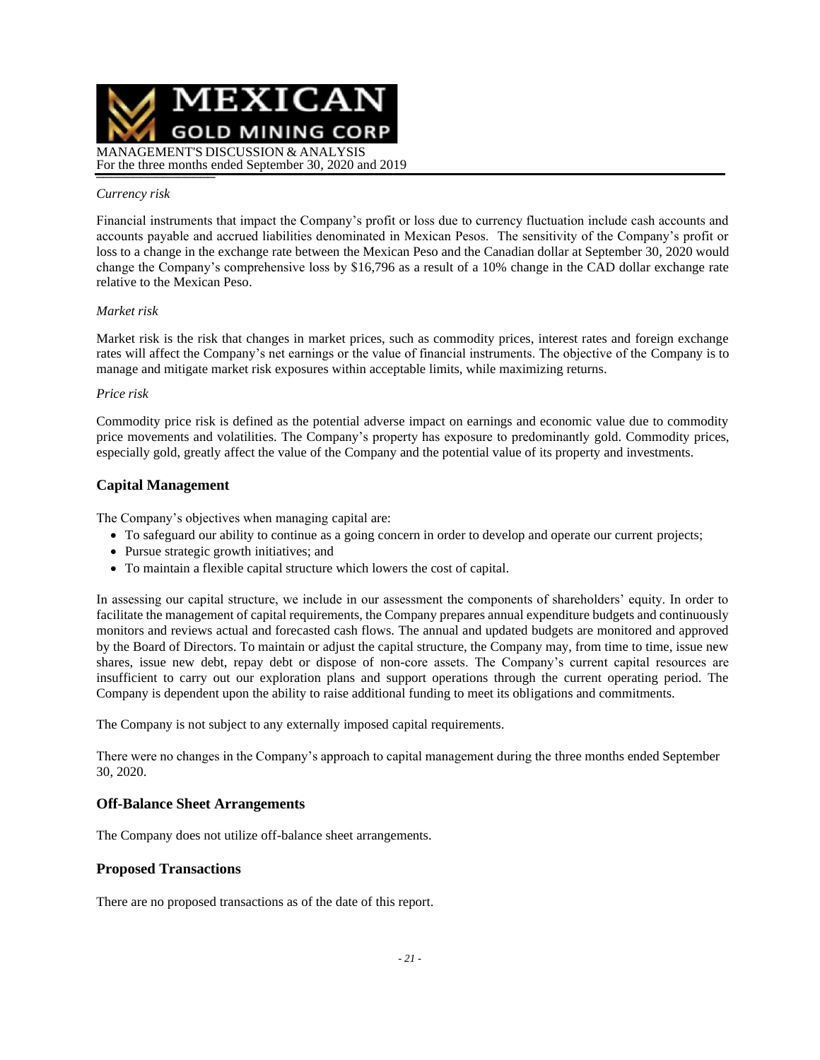*Currency risk*

Financial instruments that impact the Company's profit or loss due to currency fluctuation include cash accounts and accounts payable and accrued liabilities denominated in Mexican Pesos. The sensitivity of the Company's profit or loss to a change in the exchange rate between the Mexican Peso and the Canadian dollar at September 30, 2020 would change the Company's comprehensive loss by $16,796 as a result of a 10% change in the CAD dollar exchange rate relative to the Mexican Peso.

*Market risk*

Market risk is the risk that changes in market prices, such as commodity prices, interest rates and foreign exchange rates will affect the Company's net earnings or the value of financial instruments. The objective of the Company is to manage and mitigate market risk exposures within acceptable limits, while maximizing returns.

*Price risk*

Commodity price risk is defined as the potential adverse impact on earnings and economic value due to commodity price movements and volatilities. The Company's property has exposure to predominantly gold. Commodity prices, especially gold, greatly affect the value of the Company and the potential value of its property and investments.

## Capital Management

The Company's objectives when managing capital are:

- To safeguard our ability to continue as a going concern in order to develop and operate our current projects;
- Pursue strategic growth initiatives; and
- To maintain a flexible capital structure which lowers the cost of capital.

In assessing our capital structure, we include in our assessment the components of shareholders' equity. In order to facilitate the management of capital requirements, the Company prepares annual expenditure budgets and continuously monitors and reviews actual and forecasted cash flows. The annual and updated budgets are monitored and approved by the Board of Directors. To maintain or adjust the capital structure, the Company may, from time to time, issue new shares, issue new debt, repay debt or dispose of non-core assets. The Company's current capital resources are insufficient to carry out our exploration plans and support operations through the current operating period. The Company is dependent upon the ability to raise additional funding to meet its obligations and commitments.

The Company is not subject to any externally imposed capital requirements.

There were no changes in the Company's approach to capital management during the three months ended September 30, 2020.

## Off-Balance Sheet Arrangements

The Company does not utilize off-balance sheet arrangements.

## Proposed Transactions

There are no proposed transactions as of the date of this report.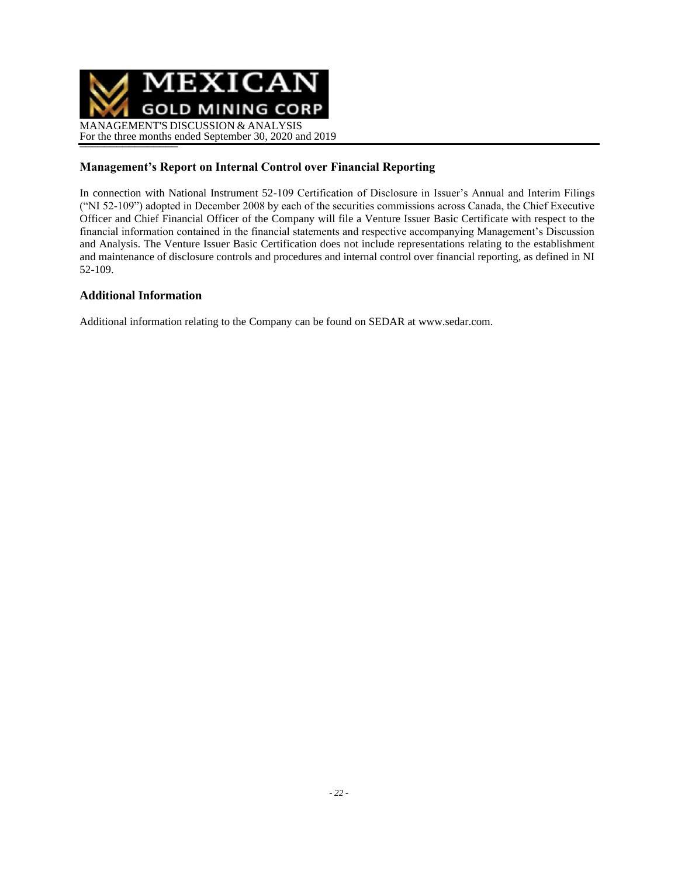## Management's Report on Internal Control over Financial Reporting

In connection with National Instrument 52-109 Certification of Disclosure in Issuer's Annual and Interim Filings ("NI 52-109") adopted in December 2008 by each of the securities commissions across Canada, the Chief Executive Officer and Chief Financial Officer of the Company will file a Venture Issuer Basic Certificate with respect to the financial information contained in the financial statements and respective accompanying Management's Discussion and Analysis. The Venture Issuer Basic Certification does not include representations relating to the establishment and maintenance of disclosure controls and procedures and internal control over financial reporting, as defined in NI 52-109.

## Additional Information

Additional information relating to the Company can be found on SEDAR at www.sedar.com.